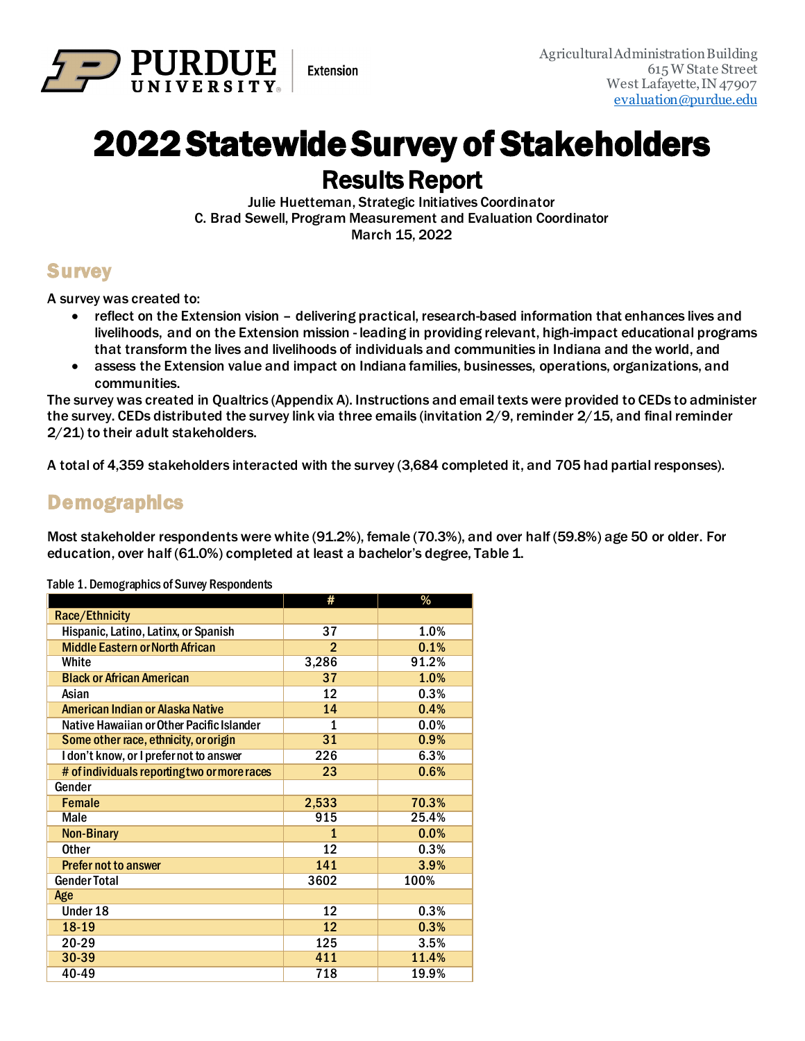Purdue University Extension

Agricultural Administration Building
615 W State Street
West Lafayette, IN 47907
evaluation@purdue.edu

# 2022 Statewide Survey of Stakeholders

## Results Report

Julie Huetteman, Strategic Initiatives Coordinator
C. Brad Sewell, Program Measurement and Evaluation Coordinator
March 15, 2022

## Survey

A survey was created to:

- reflect on the Extension vision – delivering practical, research-based information that enhances lives and livelihoods, and on the Extension mission - leading in providing relevant, high-impact educational programs that transform the lives and livelihoods of individuals and communities in Indiana and the world, and
- assess the Extension value and impact on Indiana families, businesses, operations, organizations, and communities.

The survey was created in Qualtrics (Appendix A). Instructions and email texts were provided to CEDs to administer the survey. CEDs distributed the survey link via three emails (invitation 2/9, reminder 2/15, and final reminder 2/21) to their adult stakeholders.

A total of 4,359 stakeholders interacted with the survey (3,684 completed it, and 705 had partial responses).

## Demographics

Most stakeholder respondents were white (91.2%), female (70.3%), and over half (59.8%) age 50 or older. For education, over half (61.0%) completed at least a bachelor's degree, Table 1.

Table 1. Demographics of Survey Respondents

| | # | % |
|---|---|---|
| Race/Ethnicity | | |
| Hispanic, Latino, Latinx, or Spanish | 37 | 1.0% |
| Middle Eastern or North African | 2 | 0.1% |
| White | 3,286 | 91.2% |
| Black or African American | 37 | 1.0% |
| Asian | 12 | 0.3% |
| American Indian or Alaska Native | 14 | 0.4% |
| Native Hawaiian or Other Pacific Islander | 1 | 0.0% |
| Some other race, ethnicity, or origin | 31 | 0.9% |
| I don't know, or I prefer not to answer | 226 | 6.3% |
| # of individuals reporting two or more races | 23 | 0.6% |
| Gender | | |
| Female | 2,533 | 70.3% |
| Male | 915 | 25.4% |
| Non-Binary | 1 | 0.0% |
| Other | 12 | 0.3% |
| Prefer not to answer | 141 | 3.9% |
| Gender Total | 3602 | 100% |
| Age | | |
| Under 18 | 12 | 0.3% |
| 18-19 | 12 | 0.3% |
| 20-29 | 125 | 3.5% |
| 30-39 | 411 | 11.4% |
| 40-49 | 718 | 19.9% |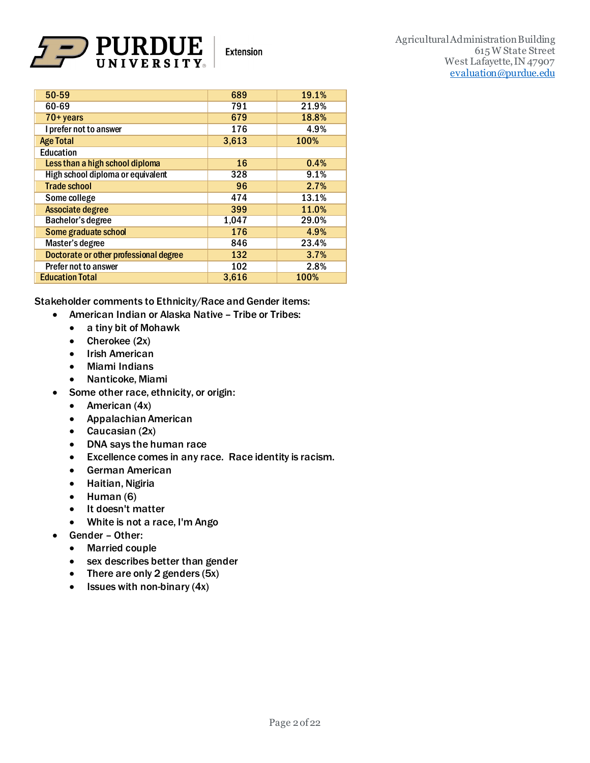| | | |
|---|---|---|
| 50-59 | 689 | 19.1% |
| 60-69 | 791 | 21.9% |
| 70+ years | 679 | 18.8% |
| I prefer not to answer | 176 | 4.9% |
| Age Total | 3,613 | 100% |
| Education | | |
| Less than a high school diploma | 16 | 0.4% |
| High school diploma or equivalent | 328 | 9.1% |
| Trade school | 96 | 2.7% |
| Some college | 474 | 13.1% |
| Associate degree | 399 | 11.0% |
| Bachelor's degree | 1,047 | 29.0% |
| Some graduate school | 176 | 4.9% |
| Master's degree | 846 | 23.4% |
| Doctorate or other professional degree | 132 | 3.7% |
| Prefer not to answer | 102 | 2.8% |
| Education Total | 3,616 | 100% |

Stakeholder comments to Ethnicity/Race and Gender items:

- American Indian or Alaska Native – Tribe or Tribes:
  - a tiny bit of Mohawk
  - Cherokee (2x)
  - Irish American
  - Miami Indians
  - Nanticoke, Miami
- Some other race, ethnicity, or origin:
  - American (4x)
  - Appalachian American
  - Caucasian (2x)
  - DNA says the human race
  - Excellence comes in any race. Race identity is racism.
  - German American
  - Haitian, Nigiria
  - Human (6)
  - It doesn't matter
  - White is not a race, I'm Ango
- Gender – Other:
  - Married couple
  - sex describes better than gender
  - There are only 2 genders (5x)
  - Issues with non-binary (4x)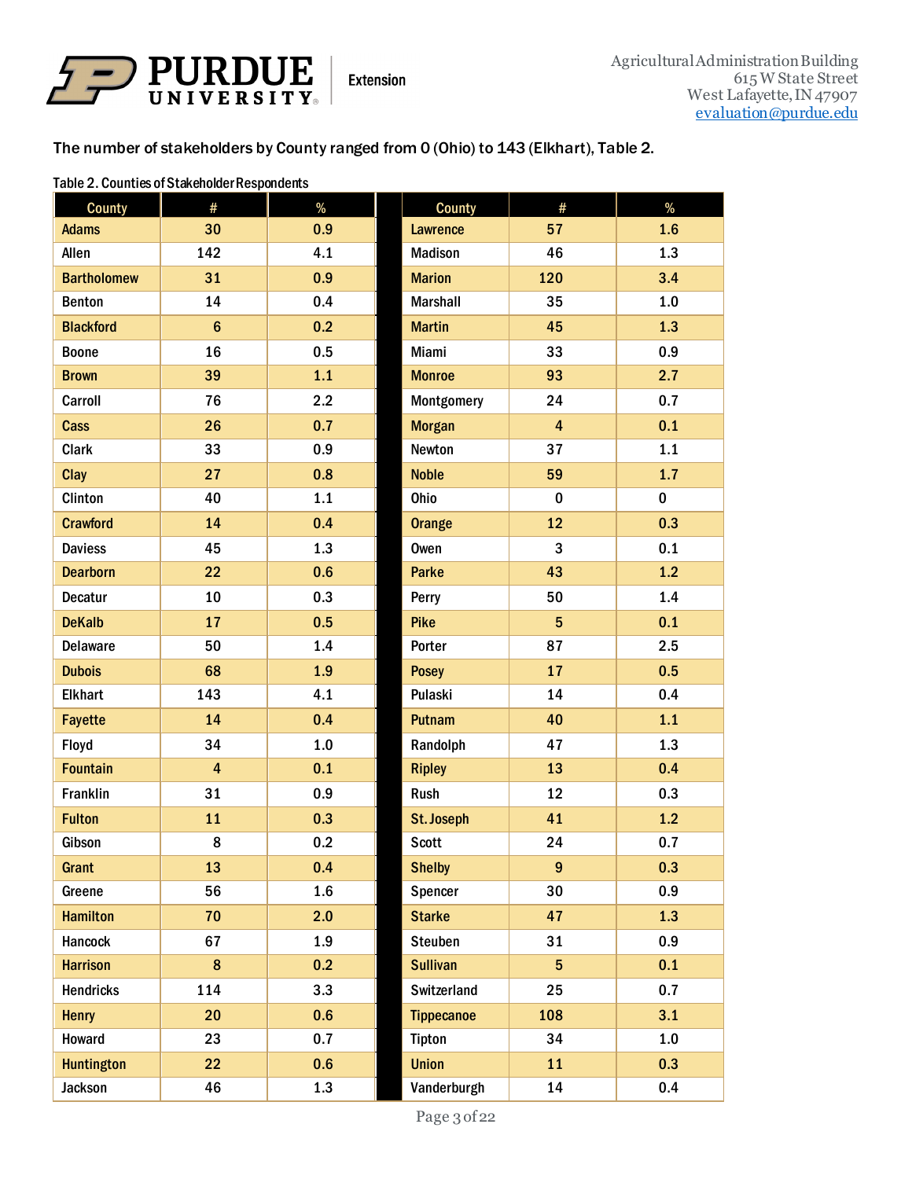The number of stakeholders by County ranged from 0 (Ohio) to 143 (Elkhart), Table 2.

Table 2. Counties of Stakeholder Respondents

| County | # | % | County | # | % |
|---|---|---|---|---|---|
| Adams | 30 | 0.9 | Lawrence | 57 | 1.6 |
| Allen | 142 | 4.1 | Madison | 46 | 1.3 |
| Bartholomew | 31 | 0.9 | Marion | 120 | 3.4 |
| Benton | 14 | 0.4 | Marshall | 35 | 1.0 |
| Blackford | 6 | 0.2 | Martin | 45 | 1.3 |
| Boone | 16 | 0.5 | Miami | 33 | 0.9 |
| Brown | 39 | 1.1 | Monroe | 93 | 2.7 |
| Carroll | 76 | 2.2 | Montgomery | 24 | 0.7 |
| Cass | 26 | 0.7 | Morgan | 4 | 0.1 |
| Clark | 33 | 0.9 | Newton | 37 | 1.1 |
| Clay | 27 | 0.8 | Noble | 59 | 1.7 |
| Clinton | 40 | 1.1 | Ohio | 0 | 0 |
| Crawford | 14 | 0.4 | Orange | 12 | 0.3 |
| Daviess | 45 | 1.3 | Owen | 3 | 0.1 |
| Dearborn | 22 | 0.6 | Parke | 43 | 1.2 |
| Decatur | 10 | 0.3 | Perry | 50 | 1.4 |
| DeKalb | 17 | 0.5 | Pike | 5 | 0.1 |
| Delaware | 50 | 1.4 | Porter | 87 | 2.5 |
| Dubois | 68 | 1.9 | Posey | 17 | 0.5 |
| Elkhart | 143 | 4.1 | Pulaski | 14 | 0.4 |
| Fayette | 14 | 0.4 | Putnam | 40 | 1.1 |
| Floyd | 34 | 1.0 | Randolph | 47 | 1.3 |
| Fountain | 4 | 0.1 | Ripley | 13 | 0.4 |
| Franklin | 31 | 0.9 | Rush | 12 | 0.3 |
| Fulton | 11 | 0.3 | St. Joseph | 41 | 1.2 |
| Gibson | 8 | 0.2 | Scott | 24 | 0.7 |
| Grant | 13 | 0.4 | Shelby | 9 | 0.3 |
| Greene | 56 | 1.6 | Spencer | 30 | 0.9 |
| Hamilton | 70 | 2.0 | Starke | 47 | 1.3 |
| Hancock | 67 | 1.9 | Steuben | 31 | 0.9 |
| Harrison | 8 | 0.2 | Sullivan | 5 | 0.1 |
| Hendricks | 114 | 3.3 | Switzerland | 25 | 0.7 |
| Henry | 20 | 0.6 | Tippecanoe | 108 | 3.1 |
| Howard | 23 | 0.7 | Tipton | 34 | 1.0 |
| Huntington | 22 | 0.6 | Union | 11 | 0.3 |
| Jackson | 46 | 1.3 | Vanderburgh | 14 | 0.4 |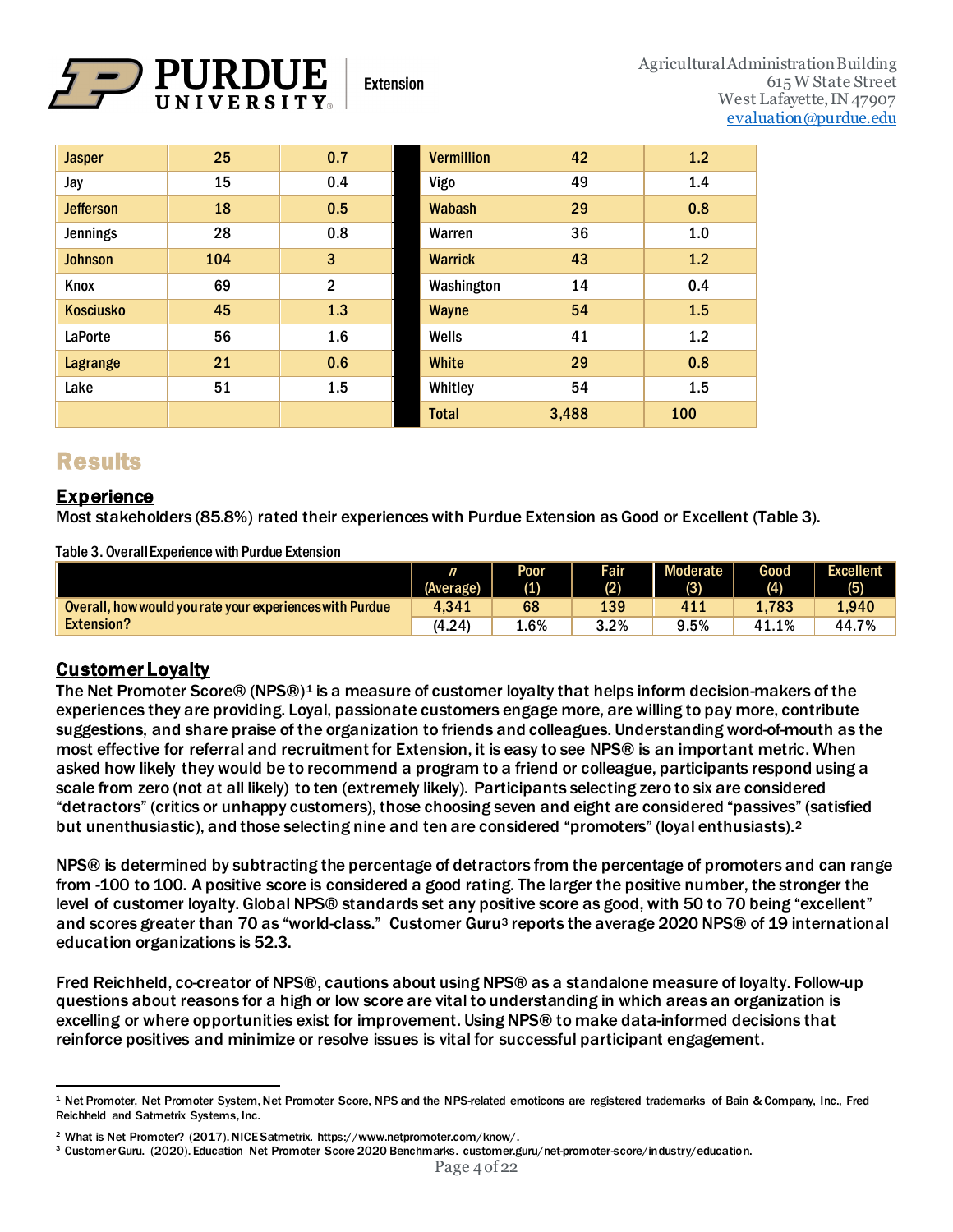| | | | | | | |
|---|---|---|---|---|---|---|
| Jasper | 25 | 0.7 | | Vermillion | 42 | 1.2 |
| Jay | 15 | 0.4 | | Vigo | 49 | 1.4 |
| Jefferson | 18 | 0.5 | | Wabash | 29 | 0.8 |
| Jennings | 28 | 0.8 | | Warren | 36 | 1.0 |
| Johnson | 104 | 3 | | Warrick | 43 | 1.2 |
| Knox | 69 | 2 | | Washington | 14 | 0.4 |
| Kosciusko | 45 | 1.3 | | Wayne | 54 | 1.5 |
| LaPorte | 56 | 1.6 | | Wells | 41 | 1.2 |
| Lagrange | 21 | 0.6 | | White | 29 | 0.8 |
| Lake | 51 | 1.5 | | Whitley | 54 | 1.5 |
| | | | | Total | 3,488 | 100 |

# Results

## Experience

Most stakeholders (85.8%) rated their experiences with Purdue Extension as Good or Excellent (Table 3).

Table 3. Overall Experience with Purdue Extension

| | *n* (Average) | Poor (1) | Fair (2) | Moderate (3) | Good (4) | Excellent (5) |
|---|---|---|---|---|---|---|
| Overall, how would you rate your experiences with Purdue Extension? | 4,341 | 68 | 139 | 411 | 1,783 | 1,940 |
| | (4.24) | 1.6% | 3.2% | 9.5% | 41.1% | 44.7% |

## Customer Loyalty

The Net Promoter Score® (NPS®)[1] is a measure of customer loyalty that helps inform decision-makers of the experiences they are providing. Loyal, passionate customers engage more, are willing to pay more, contribute suggestions, and share praise of the organization to friends and colleagues. Understanding word-of-mouth as the most effective for referral and recruitment for Extension, it is easy to see NPS® is an important metric. When asked how likely they would be to recommend a program to a friend or colleague, participants respond using a scale from zero (not at all likely) to ten (extremely likely). Participants selecting zero to six are considered "detractors" (critics or unhappy customers), those choosing seven and eight are considered "passives" (satisfied but unenthusiastic), and those selecting nine and ten are considered "promoters" (loyal enthusiasts).[2]

NPS® is determined by subtracting the percentage of detractors from the percentage of promoters and can range from -100 to 100. A positive score is considered a good rating. The larger the positive number, the stronger the level of customer loyalty. Global NPS® standards set any positive score as good, with 50 to 70 being "excellent" and scores greater than 70 as "world-class." Customer Guru[3] reports the average 2020 NPS® of 19 international education organizations is 52.3.

Fred Reichheld, co-creator of NPS®, cautions about using NPS® as a standalone measure of loyalty. Follow-up questions about reasons for a high or low score are vital to understanding in which areas an organization is excelling or where opportunities exist for improvement. Using NPS® to make data-informed decisions that reinforce positives and minimize or resolve issues is vital for successful participant engagement.

---

[1] Net Promoter, Net Promoter System, Net Promoter Score, NPS and the NPS-related emoticons are registered trademarks of Bain & Company, Inc., Fred Reichheld and Satmetrix Systems, Inc.

[2] What is Net Promoter? (2017). NICE Satmetrix. https://www.netpromoter.com/know/.

[3] Customer Guru. (2020). Education Net Promoter Score 2020 Benchmarks. customer.guru/net-promoter-score/industry/education.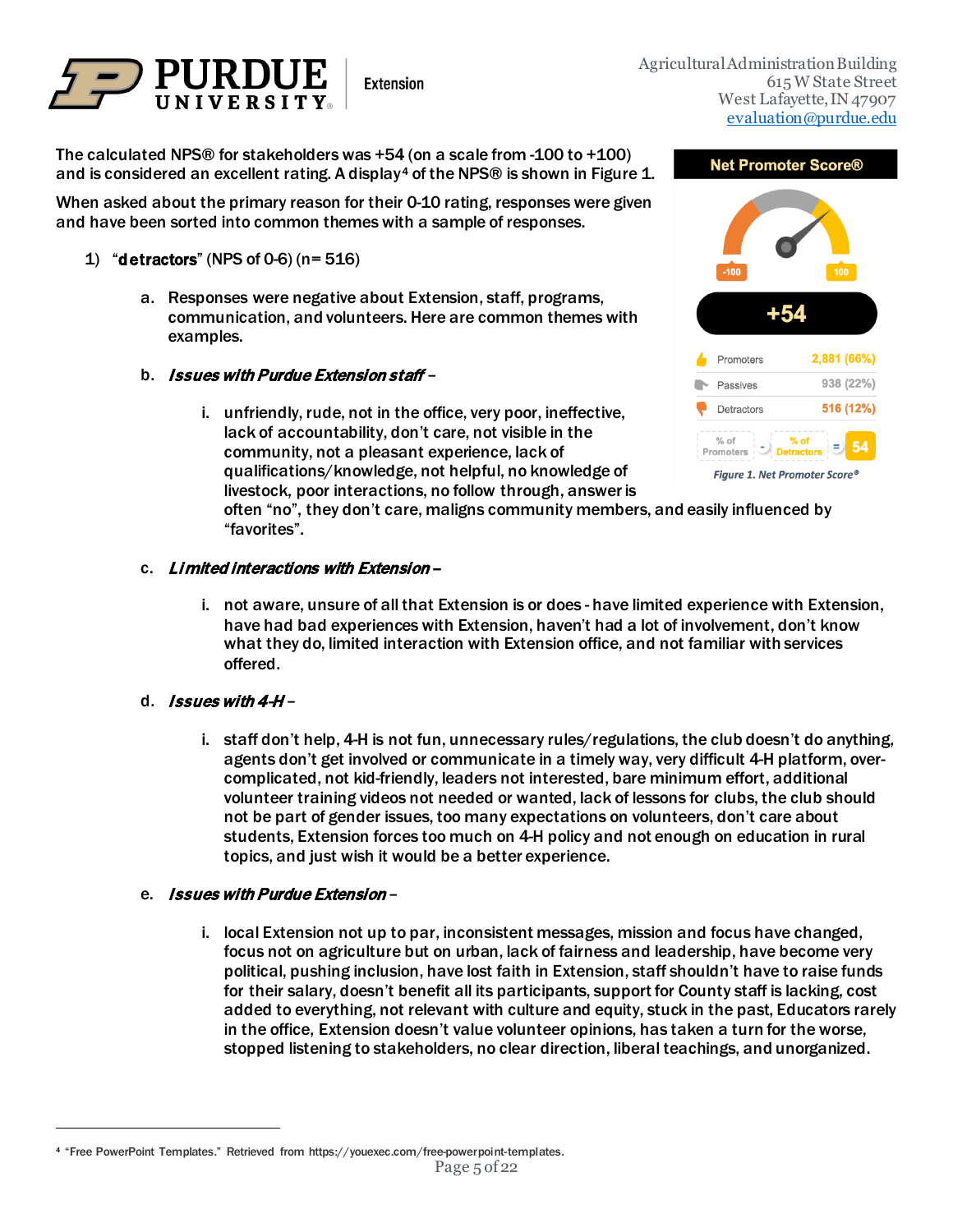The calculated NPS® for stakeholders was +54 (on a scale from -100 to +100) and is considered an excellent rating. A display[4] of the NPS® is shown in Figure 1.

When asked about the primary reason for their 0-10 rating, responses were given and have been sorted into common themes with a sample of responses.

Net Promoter Score®

-100

100

+54

Promoters 2,881 (66%)

Passives 938 (22%)

Detractors 516 (12%)

% of Promoters - % of Detractors = 54

*Figure 1. Net Promoter Score®*

1) "**detractors**" (NPS of 0-6) (n= 516)

   a. Responses were negative about Extension, staff, programs, communication, and volunteers. Here are common themes with examples.

   b. ***Issues with Purdue Extension staff*** –

      i. unfriendly, rude, not in the office, very poor, ineffective, lack of accountability, don't care, not visible in the community, not a pleasant experience, lack of qualifications/knowledge, not helpful, no knowledge of livestock, poor interactions, no follow through, answer is often "no", they don't care, maligns community members, and easily influenced by "favorites".

   c. ***Limited Interactions with Extension*** –

      i. not aware, unsure of all that Extension is or does - have limited experience with Extension, have had bad experiences with Extension, haven't had a lot of involvement, don't know what they do, limited interaction with Extension office, and not familiar with services offered.

   d. ***Issues with 4-H*** –

      i. staff don't help, 4-H is not fun, unnecessary rules/regulations, the club doesn't do anything, agents don't get involved or communicate in a timely way, very difficult 4-H platform, over-complicated, not kid-friendly, leaders not interested, bare minimum effort, additional volunteer training videos not needed or wanted, lack of lessons for clubs, the club should not be part of gender issues, too many expectations on volunteers, don't care about students, Extension forces too much on 4-H policy and not enough on education in rural topics, and just wish it would be a better experience.

   e. ***Issues with Purdue Extension*** –

      i. local Extension not up to par, inconsistent messages, mission and focus have changed, focus not on agriculture but on urban, lack of fairness and leadership, have become very political, pushing inclusion, have lost faith in Extension, staff shouldn't have to raise funds for their salary, doesn't benefit all its participants, support for County staff is lacking, cost added to everything, not relevant with culture and equity, stuck in the past, Educators rarely in the office, Extension doesn't value volunteer opinions, has taken a turn for the worse, stopped listening to stakeholders, no clear direction, liberal teachings, and unorganized.

---

[4] "Free PowerPoint Templates." Retrieved from https://youexec.com/free-powerpoint-templates.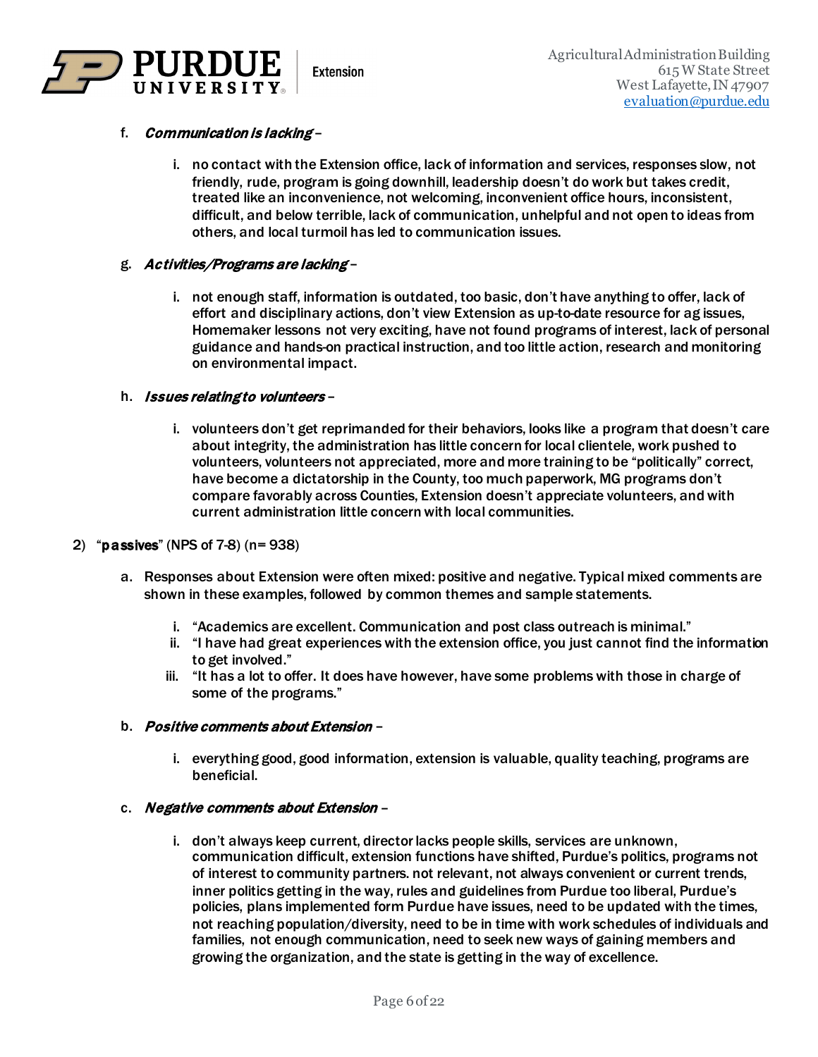f. ***Communication is lacking*** –

    i. no contact with the Extension office, lack of information and services, responses slow, not friendly, rude, program is going downhill, leadership doesn't do work but takes credit, treated like an inconvenience, not welcoming, inconvenient office hours, inconsistent, difficult, and below terrible, lack of communication, unhelpful and not open to ideas from others, and local turmoil has led to communication issues.

g. ***Activities/Programs are lacking*** –

    i. not enough staff, information is outdated, too basic, don't have anything to offer, lack of effort and disciplinary actions, don't view Extension as up-to-date resource for ag issues, Homemaker lessons not very exciting, have not found programs of interest, lack of personal guidance and hands-on practical instruction, and too little action, research and monitoring on environmental impact.

h. ***Issues relating to volunteers*** –

    i. volunteers don't get reprimanded for their behaviors, looks like a program that doesn't care about integrity, the administration has little concern for local clientele, work pushed to volunteers, volunteers not appreciated, more and more training to be "politically" correct, have become a dictatorship in the County, too much paperwork, MG programs don't compare favorably across Counties, Extension doesn't appreciate volunteers, and with current administration little concern with local communities.

2) "**passives**" (NPS of 7-8) (n= 938)

a. Responses about Extension were often mixed: positive and negative. Typical mixed comments are shown in these examples, followed by common themes and sample statements.

    i. "Academics are excellent. Communication and post class outreach is minimal."
    ii. "I have had great experiences with the extension office, you just cannot find the information to get involved."
    iii. "It has a lot to offer. It does have however, have some problems with those in charge of some of the programs."

b. ***Positive comments about Extension*** –

    i. everything good, good information, extension is valuable, quality teaching, programs are beneficial.

c. ***Negative comments about Extension*** –

    i. don't always keep current, director lacks people skills, services are unknown, communication difficult, extension functions have shifted, Purdue's politics, programs not of interest to community partners. not relevant, not always convenient or current trends, inner politics getting in the way, rules and guidelines from Purdue too liberal, Purdue's policies, plans implemented form Purdue have issues, need to be updated with the times, not reaching population/diversity, need to be in time with work schedules of individuals and families, not enough communication, need to seek new ways of gaining members and growing the organization, and the state is getting in the way of excellence.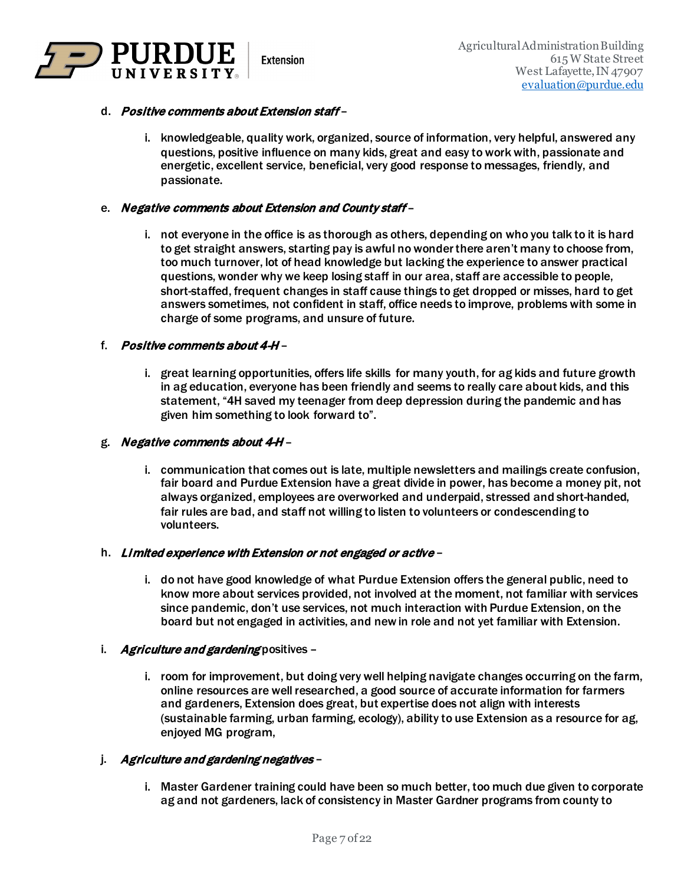d. ***Positive comments about Extension staff*** –

   i. knowledgeable, quality work, organized, source of information, very helpful, answered any questions, positive influence on many kids, great and easy to work with, passionate and energetic, excellent service, beneficial, very good response to messages, friendly, and passionate.

e. ***Negative comments about Extension and County staff*** –

   i. not everyone in the office is as thorough as others, depending on who you talk to it is hard to get straight answers, starting pay is awful no wonder there aren't many to choose from, too much turnover, lot of head knowledge but lacking the experience to answer practical questions, wonder why we keep losing staff in our area, staff are accessible to people, short-staffed, frequent changes in staff cause things to get dropped or misses, hard to get answers sometimes, not confident in staff, office needs to improve, problems with some in charge of some programs, and unsure of future.

f. ***Positive comments about 4-H*** –

   i. great learning opportunities, offers life skills for many youth, for ag kids and future growth in ag education, everyone has been friendly and seems to really care about kids, and this statement, "4H saved my teenager from deep depression during the pandemic and has given him something to look forward to".

g. ***Negative comments about 4-H*** –

   i. communication that comes out is late, multiple newsletters and mailings create confusion, fair board and Purdue Extension have a great divide in power, has become a money pit, not always organized, employees are overworked and underpaid, stressed and short-handed, fair rules are bad, and staff not willing to listen to volunteers or condescending to volunteers.

h. ***Limited experience with Extension or not engaged or active*** –

   i. do not have good knowledge of what Purdue Extension offers the general public, need to know more about services provided, not involved at the moment, not familiar with services since pandemic, don't use services, not much interaction with Purdue Extension, on the board but not engaged in activities, and new in role and not yet familiar with Extension.

i. ***Agriculture and gardening*** positives –

   i. room for improvement, but doing very well helping navigate changes occurring on the farm, online resources are well researched, a good source of accurate information for farmers and gardeners, Extension does great, but expertise does not align with interests (sustainable farming, urban farming, ecology), ability to use Extension as a resource for ag, enjoyed MG program,

j. ***Agriculture and gardening negatives*** –

   i. Master Gardener training could have been so much better, too much due given to corporate ag and not gardeners, lack of consistency in Master Gardner programs from county to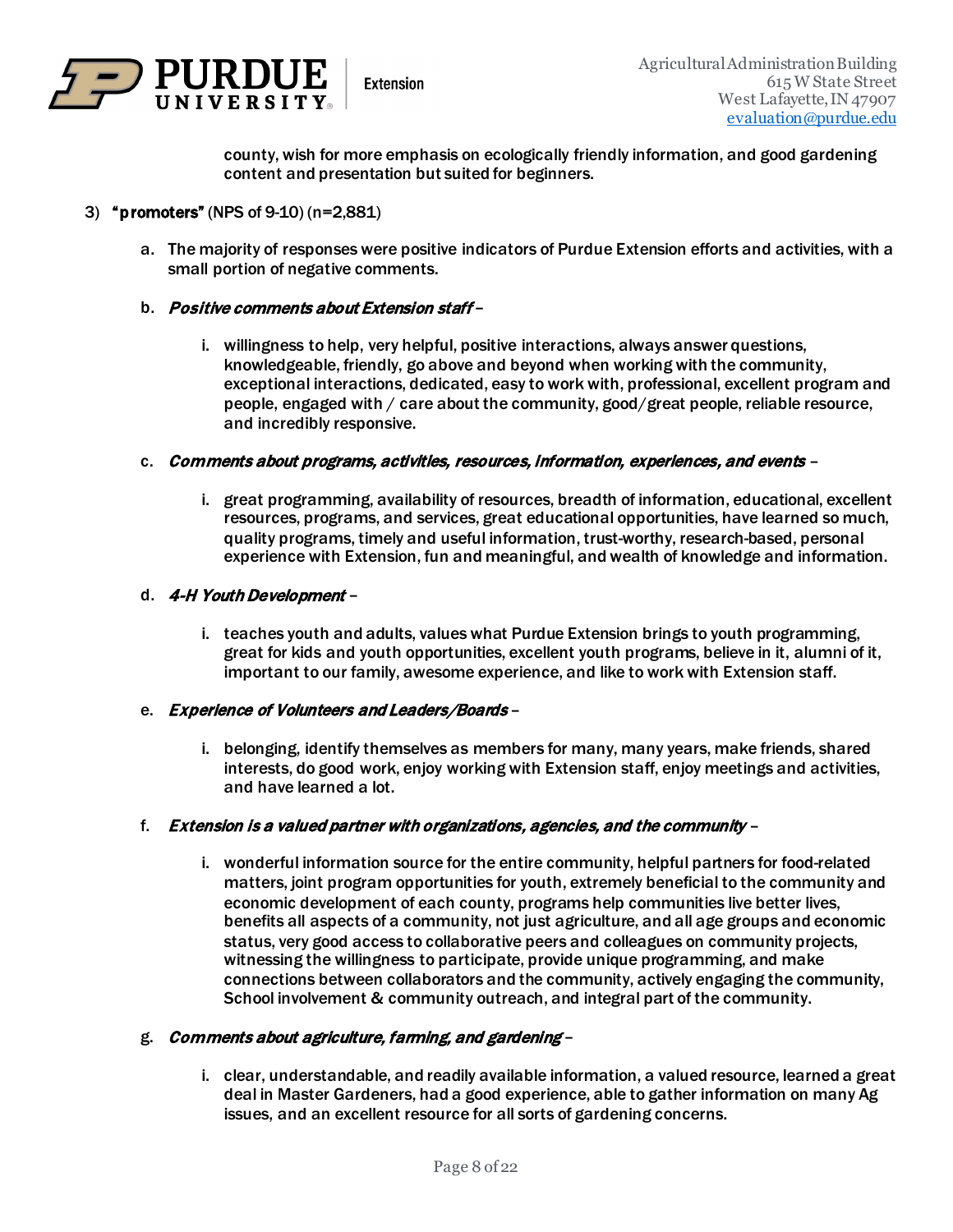county, wish for more emphasis on ecologically friendly information, and good gardening content and presentation but suited for beginners.

3) **"promoters"** (NPS of 9-10) (n=2,881)

   a. The majority of responses were positive indicators of Purdue Extension efforts and activities, with a small portion of negative comments.

   b. ***Positive comments about Extension staff*** –

      i. willingness to help, very helpful, positive interactions, always answer questions, knowledgeable, friendly, go above and beyond when working with the community, exceptional interactions, dedicated, easy to work with, professional, excellent program and people, engaged with / care about the community, good/great people, reliable resource, and incredibly responsive.

   c. ***Comments about programs, activities, resources, information, experiences, and events*** –

      i. great programming, availability of resources, breadth of information, educational, excellent resources, programs, and services, great educational opportunities, have learned so much, quality programs, timely and useful information, trust-worthy, research-based, personal experience with Extension, fun and meaningful, and wealth of knowledge and information.

   d. ***4-H Youth Development*** –

      i. teaches youth and adults, values what Purdue Extension brings to youth programming, great for kids and youth opportunities, excellent youth programs, believe in it, alumni of it, important to our family, awesome experience, and like to work with Extension staff.

   e. ***Experience of Volunteers and Leaders/Boards*** –

      i. belonging, identify themselves as members for many, many years, make friends, shared interests, do good work, enjoy working with Extension staff, enjoy meetings and activities, and have learned a lot.

   f. ***Extension is a valued partner with organizations, agencies, and the community*** –

      i. wonderful information source for the entire community, helpful partners for food-related matters, joint program opportunities for youth, extremely beneficial to the community and economic development of each county, programs help communities live better lives, benefits all aspects of a community, not just agriculture, and all age groups and economic status, very good access to collaborative peers and colleagues on community projects, witnessing the willingness to participate, provide unique programming, and make connections between collaborators and the community, actively engaging the community, School involvement & community outreach, and integral part of the community.

   g. ***Comments about agriculture, farming, and gardening*** –

      i. clear, understandable, and readily available information, a valued resource, learned a great deal in Master Gardeners, had a good experience, able to gather information on many Ag issues, and an excellent resource for all sorts of gardening concerns.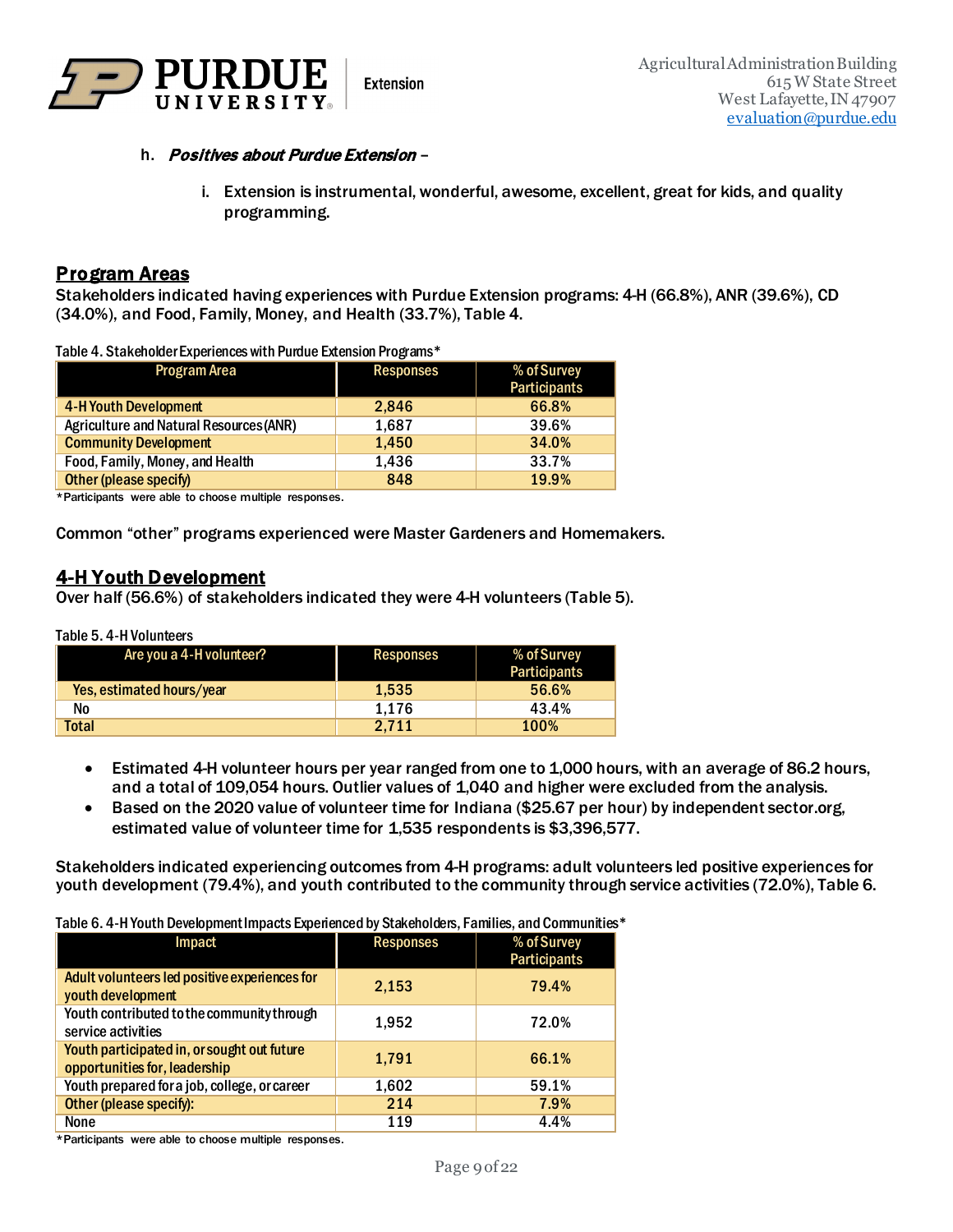h. ***Positives about Purdue Extension*** –

   i. Extension is instrumental, wonderful, awesome, excellent, great for kids, and quality programming.

## Program Areas

Stakeholders indicated having experiences with Purdue Extension programs: 4-H (66.8%), ANR (39.6%), CD (34.0%), and Food, Family, Money, and Health (33.7%), Table 4.

Table 4. Stakeholder Experiences with Purdue Extension Programs*

| Program Area | Responses | % of Survey Participants |
|---|---|---|
| 4-H Youth Development | 2,846 | 66.8% |
| Agriculture and Natural Resources (ANR) | 1,687 | 39.6% |
| Community Development | 1,450 | 34.0% |
| Food, Family, Money, and Health | 1,436 | 33.7% |
| Other (please specify) | 848 | 19.9% |

*Participants were able to choose multiple responses.

Common "other" programs experienced were Master Gardeners and Homemakers.

## 4-H Youth Development

Over half (56.6%) of stakeholders indicated they were 4-H volunteers (Table 5).

Table 5. 4-H Volunteers

| Are you a 4-H volunteer? | Responses | % of Survey Participants |
|---|---|---|
| Yes, estimated hours/year | 1,535 | 56.6% |
| No | 1,176 | 43.4% |
| Total | 2,711 | 100% |

- Estimated 4-H volunteer hours per year ranged from one to 1,000 hours, with an average of 86.2 hours, and a total of 109,054 hours. Outlier values of 1,040 and higher were excluded from the analysis.
- Based on the 2020 value of volunteer time for Indiana ($25.67 per hour) by independent sector.org, estimated value of volunteer time for 1,535 respondents is $3,396,577.

Stakeholders indicated experiencing outcomes from 4-H programs: adult volunteers led positive experiences for youth development (79.4%), and youth contributed to the community through service activities (72.0%), Table 6.

Table 6. 4-H Youth Development Impacts Experienced by Stakeholders, Families, and Communities*

| Impact | Responses | % of Survey Participants |
|---|---|---|
| Adult volunteers led positive experiences for youth development | 2,153 | 79.4% |
| Youth contributed to the community through service activities | 1,952 | 72.0% |
| Youth participated in, or sought out future opportunities for, leadership | 1,791 | 66.1% |
| Youth prepared for a job, college, or career | 1,602 | 59.1% |
| Other (please specify): | 214 | 7.9% |
| None | 119 | 4.4% |

*Participants were able to choose multiple responses.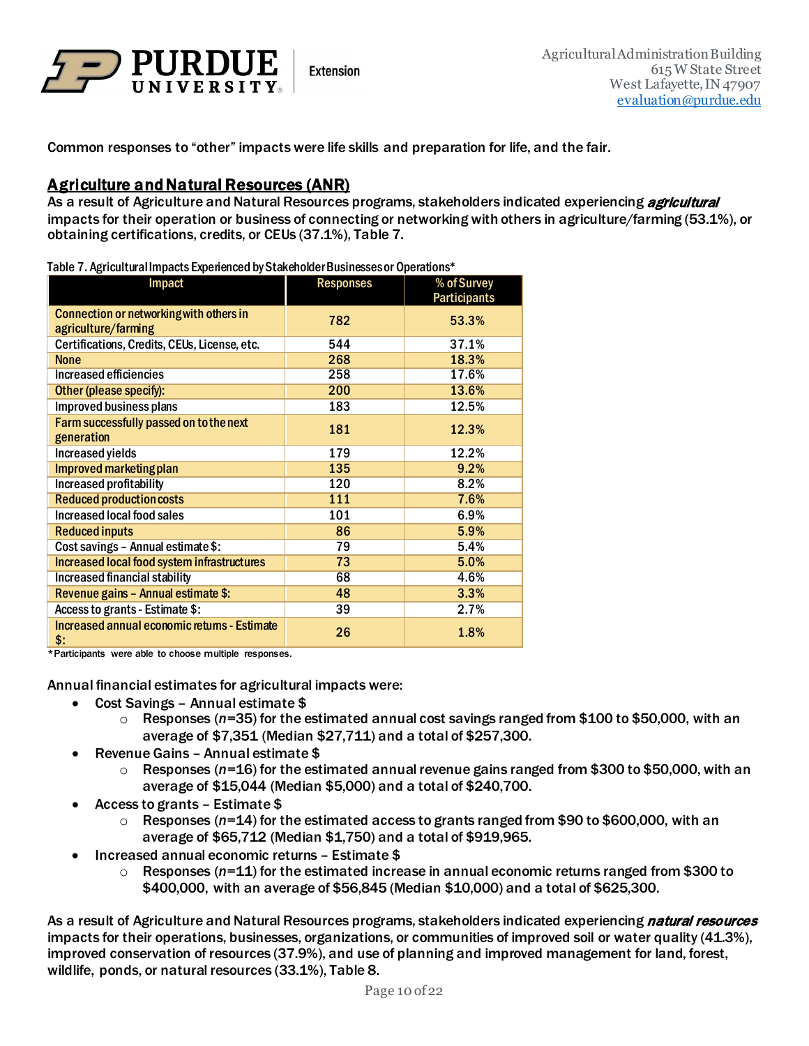Common responses to "other" impacts were life skills and preparation for life, and the fair.

## Agriculture and Natural Resources (ANR)

As a result of Agriculture and Natural Resources programs, stakeholders indicated experiencing ***agricultural*** impacts for their operation or business of connecting or networking with others in agriculture/farming (53.1%), or obtaining certifications, credits, or CEUs (37.1%), Table 7.

Table 7. Agricultural Impacts Experienced by Stakeholder Businesses or Operations*

| Impact | Responses | % of Survey Participants |
|---|---|---|
| Connection or networking with others in agriculture/farming | 782 | 53.3% |
| Certifications, Credits, CEUs, License, etc. | 544 | 37.1% |
| None | 268 | 18.3% |
| Increased efficiencies | 258 | 17.6% |
| Other (please specify): | 200 | 13.6% |
| Improved business plans | 183 | 12.5% |
| Farm successfully passed on to the next generation | 181 | 12.3% |
| Increased yields | 179 | 12.2% |
| Improved marketing plan | 135 | 9.2% |
| Increased profitability | 120 | 8.2% |
| Reduced production costs | 111 | 7.6% |
| Increased local food sales | 101 | 6.9% |
| Reduced inputs | 86 | 5.9% |
| Cost savings – Annual estimate $: | 79 | 5.4% |
| Increased local food system infrastructures | 73 | 5.0% |
| Increased financial stability | 68 | 4.6% |
| Revenue gains – Annual estimate $: | 48 | 3.3% |
| Access to grants - Estimate $: | 39 | 2.7% |
| Increased annual economic returns - Estimate $: | 26 | 1.8% |

*Participants were able to choose multiple responses.

Annual financial estimates for agricultural impacts were:

- Cost Savings – Annual estimate $
  - Responses (*n*=35) for the estimated annual cost savings ranged from $100 to $50,000, with an average of $7,351 (Median $27,711) and a total of $257,300.
- Revenue Gains – Annual estimate $
  - Responses (*n*=16) for the estimated annual revenue gains ranged from $300 to $50,000, with an average of $15,044 (Median $5,000) and a total of $240,700.
- Access to grants – Estimate $
  - Responses (*n*=14) for the estimated access to grants ranged from $90 to $600,000, with an average of $65,712 (Median $1,750) and a total of $919,965.
- Increased annual economic returns – Estimate $
  - Responses (*n*=11) for the estimated increase in annual economic returns ranged from $300 to $400,000, with an average of $56,845 (Median $10,000) and a total of $625,300.

As a result of Agriculture and Natural Resources programs, stakeholders indicated experiencing ***natural resources*** impacts for their operations, businesses, organizations, or communities of improved soil or water quality (41.3%), improved conservation of resources (37.9%), and use of planning and improved management for land, forest, wildlife, ponds, or natural resources (33.1%), Table 8.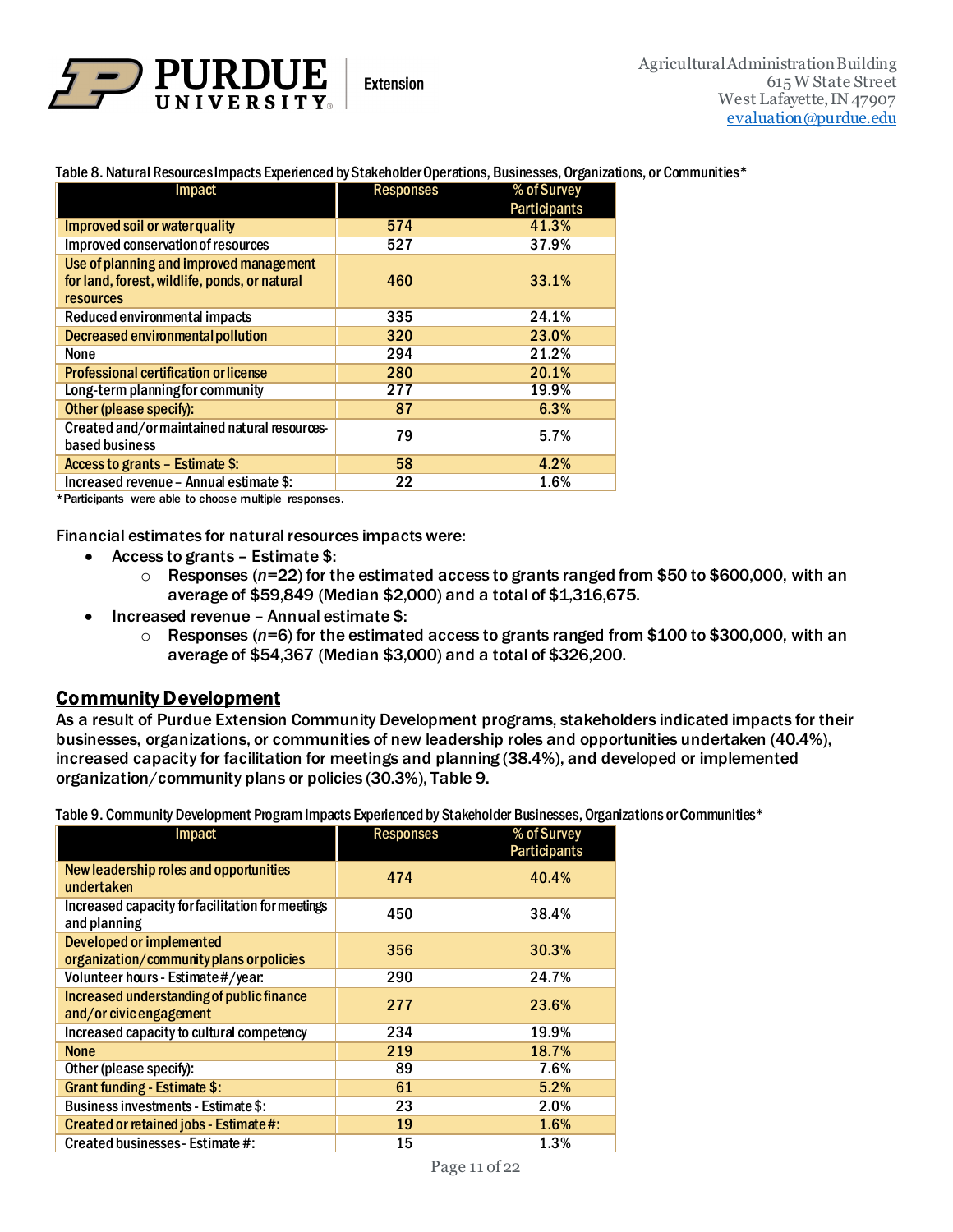Table 8. Natural Resources Impacts Experienced by Stakeholder Operations, Businesses, Organizations, or Communities*

| Impact | Responses | % of Survey Participants |
|---|---|---|
| Improved soil or water quality | 574 | 41.3% |
| Improved conservation of resources | 527 | 37.9% |
| Use of planning and improved management for land, forest, wildlife, ponds, or natural resources | 460 | 33.1% |
| Reduced environmental impacts | 335 | 24.1% |
| Decreased environmental pollution | 320 | 23.0% |
| None | 294 | 21.2% |
| Professional certification or license | 280 | 20.1% |
| Long-term planning for community | 277 | 19.9% |
| Other (please specify): | 87 | 6.3% |
| Created and/or maintained natural resources-based business | 79 | 5.7% |
| Access to grants – Estimate $: | 58 | 4.2% |
| Increased revenue – Annual estimate $: | 22 | 1.6% |

*Participants were able to choose multiple responses.

Financial estimates for natural resources impacts were:

- Access to grants – Estimate $:
  - Responses (*n*=22) for the estimated access to grants ranged from $50 to $600,000, with an average of $59,849 (Median $2,000) and a total of $1,316,675.
- Increased revenue – Annual estimate $:
  - Responses (*n*=6) for the estimated access to grants ranged from $100 to $300,000, with an average of $54,367 (Median $3,000) and a total of $326,200.

## Community Development

As a result of Purdue Extension Community Development programs, stakeholders indicated impacts for their businesses, organizations, or communities of new leadership roles and opportunities undertaken (40.4%), increased capacity for facilitation for meetings and planning (38.4%), and developed or implemented organization/community plans or policies (30.3%), Table 9.

Table 9. Community Development Program Impacts Experienced by Stakeholder Businesses, Organizations or Communities*

| Impact | Responses | % of Survey Participants |
|---|---|---|
| New leadership roles and opportunities undertaken | 474 | 40.4% |
| Increased capacity for facilitation for meetings and planning | 450 | 38.4% |
| Developed or implemented organization/community plans or policies | 356 | 30.3% |
| Volunteer hours - Estimate #/year: | 290 | 24.7% |
| Increased understanding of public finance and/or civic engagement | 277 | 23.6% |
| Increased capacity to cultural competency | 234 | 19.9% |
| None | 219 | 18.7% |
| Other (please specify): | 89 | 7.6% |
| Grant funding - Estimate $: | 61 | 5.2% |
| Business investments - Estimate $: | 23 | 2.0% |
| Created or retained jobs - Estimate #: | 19 | 1.6% |
| Created businesses - Estimate #: | 15 | 1.3% |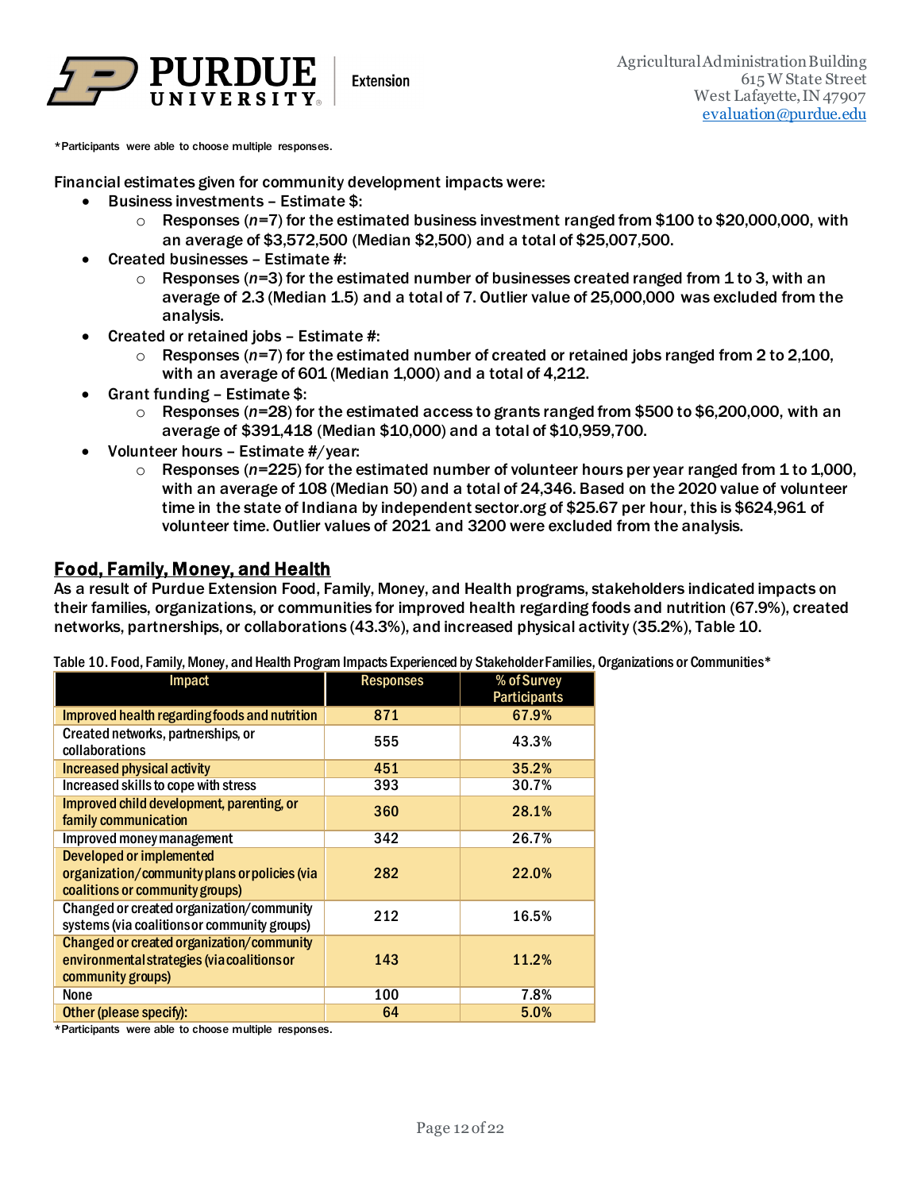*Participants were able to choose multiple responses.

Financial estimates given for community development impacts were:

- Business investments – Estimate $:
  - Responses (*n*=7) for the estimated business investment ranged from $100 to $20,000,000, with an average of $3,572,500 (Median $2,500) and a total of $25,007,500.
- Created businesses – Estimate #:
  - Responses (*n*=3) for the estimated number of businesses created ranged from 1 to 3, with an average of 2.3 (Median 1.5) and a total of 7. Outlier value of 25,000,000 was excluded from the analysis.
- Created or retained jobs – Estimate #:
  - Responses (*n*=7) for the estimated number of created or retained jobs ranged from 2 to 2,100, with an average of 601 (Median 1,000) and a total of 4,212.
- Grant funding – Estimate $:
  - Responses (*n*=28) for the estimated access to grants ranged from $500 to $6,200,000, with an average of $391,418 (Median $10,000) and a total of $10,959,700.
- Volunteer hours – Estimate #/year:
  - Responses (*n*=225) for the estimated number of volunteer hours per year ranged from 1 to 1,000, with an average of 108 (Median 50) and a total of 24,346. Based on the 2020 value of volunteer time in the state of Indiana by independent sector.org of $25.67 per hour, this is $624,961 of volunteer time. Outlier values of 2021 and 3200 were excluded from the analysis.

## Food, Family, Money, and Health

As a result of Purdue Extension Food, Family, Money, and Health programs, stakeholders indicated impacts on their families, organizations, or communities for improved health regarding foods and nutrition (67.9%), created networks, partnerships, or collaborations (43.3%), and increased physical activity (35.2%), Table 10.

Table 10. Food, Family, Money, and Health Program Impacts Experienced by Stakeholder Families, Organizations or Communities*

| Impact | Responses | % of Survey Participants |
|---|---|---|
| Improved health regarding foods and nutrition | 871 | 67.9% |
| Created networks, partnerships, or collaborations | 555 | 43.3% |
| Increased physical activity | 451 | 35.2% |
| Increased skills to cope with stress | 393 | 30.7% |
| Improved child development, parenting, or family communication | 360 | 28.1% |
| Improved money management | 342 | 26.7% |
| Developed or implemented organization/community plans or policies (via coalitions or community groups) | 282 | 22.0% |
| Changed or created organization/community systems (via coalitions or community groups) | 212 | 16.5% |
| Changed or created organization/community environmental strategies (via coalitions or community groups) | 143 | 11.2% |
| None | 100 | 7.8% |
| Other (please specify): | 64 | 5.0% |

*Participants were able to choose multiple responses.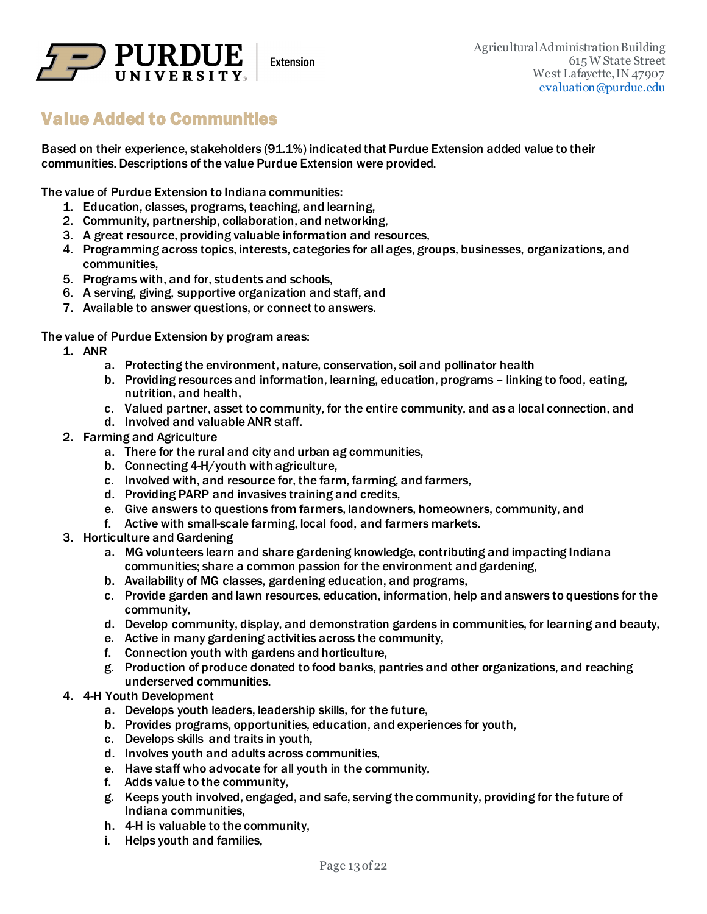## Value Added to Communities

Based on their experience, stakeholders (91.1%) indicated that Purdue Extension added value to their communities. Descriptions of the value Purdue Extension were provided.

The value of Purdue Extension to Indiana communities:

1. Education, classes, programs, teaching, and learning,
2. Community, partnership, collaboration, and networking,
3. A great resource, providing valuable information and resources,
4. Programming across topics, interests, categories for all ages, groups, businesses, organizations, and communities,
5. Programs with, and for, students and schools,
6. A serving, giving, supportive organization and staff, and
7. Available to answer questions, or connect to answers.

The value of Purdue Extension by program areas:

1. ANR
   a. Protecting the environment, nature, conservation, soil and pollinator health
   b. Providing resources and information, learning, education, programs – linking to food, eating, nutrition, and health,
   c. Valued partner, asset to community, for the entire community, and as a local connection, and
   d. Involved and valuable ANR staff.
2. Farming and Agriculture
   a. There for the rural and city and urban ag communities,
   b. Connecting 4-H/youth with agriculture,
   c. Involved with, and resource for, the farm, farming, and farmers,
   d. Providing PARP and invasives training and credits,
   e. Give answers to questions from farmers, landowners, homeowners, community, and
   f. Active with small-scale farming, local food, and farmers markets.
3. Horticulture and Gardening
   a. MG volunteers learn and share gardening knowledge, contributing and impacting Indiana communities; share a common passion for the environment and gardening,
   b. Availability of MG classes, gardening education, and programs,
   c. Provide garden and lawn resources, education, information, help and answers to questions for the community,
   d. Develop community, display, and demonstration gardens in communities, for learning and beauty,
   e. Active in many gardening activities across the community,
   f. Connection youth with gardens and horticulture,
   g. Production of produce donated to food banks, pantries and other organizations, and reaching underserved communities.
4. 4-H Youth Development
   a. Develops youth leaders, leadership skills, for the future,
   b. Provides programs, opportunities, education, and experiences for youth,
   c. Develops skills and traits in youth,
   d. Involves youth and adults across communities,
   e. Have staff who advocate for all youth in the community,
   f. Adds value to the community,
   g. Keeps youth involved, engaged, and safe, serving the community, providing for the future of Indiana communities,
   h. 4-H is valuable to the community,
   i. Helps youth and families,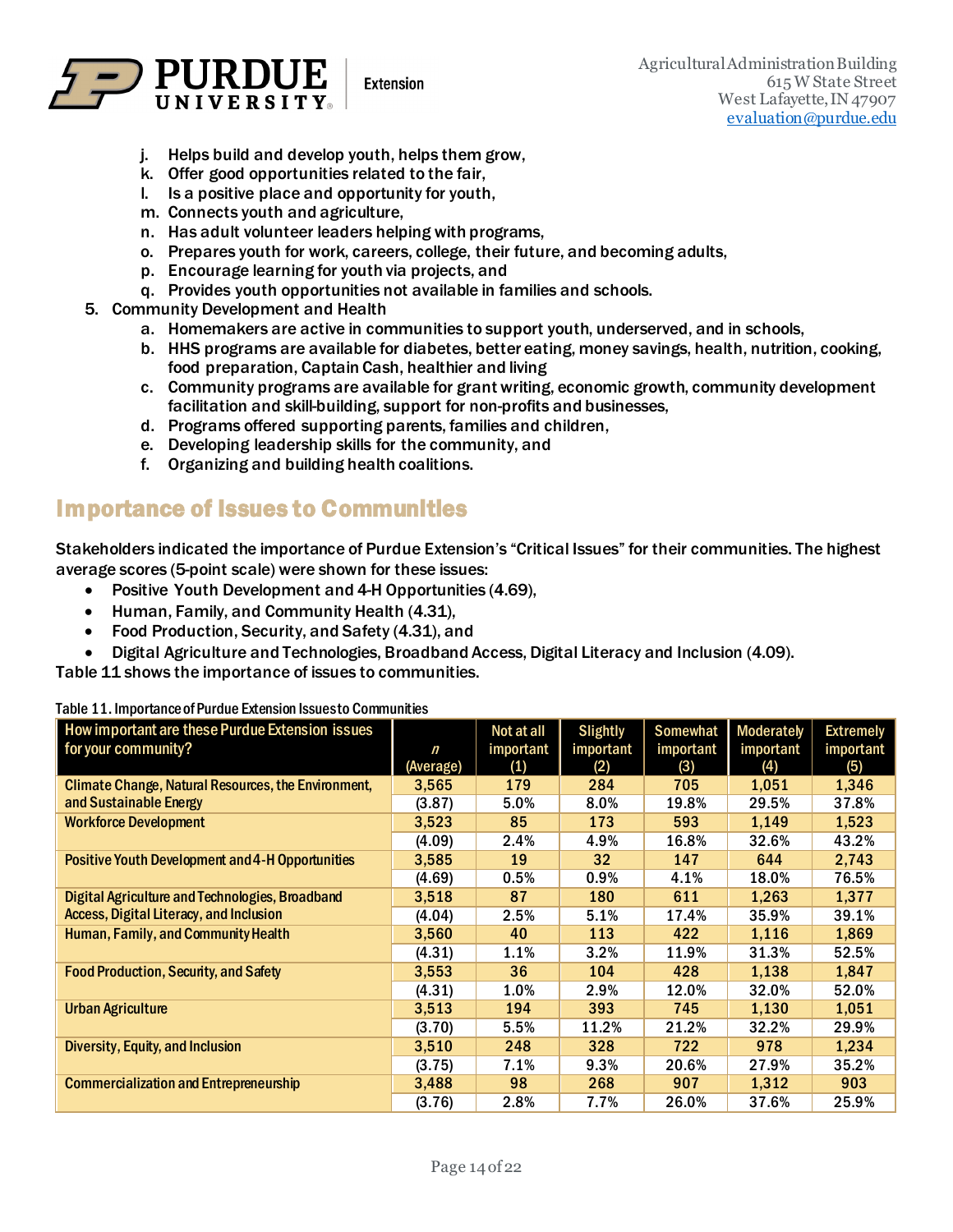j. Helps build and develop youth, helps them grow,
   k. Offer good opportunities related to the fair,
   l. Is a positive place and opportunity for youth,
   m. Connects youth and agriculture,
   n. Has adult volunteer leaders helping with programs,
   o. Prepares youth for work, careers, college, their future, and becoming adults,
   p. Encourage learning for youth via projects, and
   q. Provides youth opportunities not available in families and schools.
5. Community Development and Health
   a. Homemakers are active in communities to support youth, underserved, and in schools,
   b. HHS programs are available for diabetes, better eating, money savings, health, nutrition, cooking, food preparation, Captain Cash, healthier and living
   c. Community programs are available for grant writing, economic growth, community development facilitation and skill-building, support for non-profits and businesses,
   d. Programs offered supporting parents, families and children,
   e. Developing leadership skills for the community, and
   f. Organizing and building health coalitions.

## Importance of Issues to Communities

Stakeholders indicated the importance of Purdue Extension's "Critical Issues" for their communities. The highest average scores (5-point scale) were shown for these issues:

- Positive Youth Development and 4-H Opportunities (4.69),
- Human, Family, and Community Health (4.31),
- Food Production, Security, and Safety (4.31), and
- Digital Agriculture and Technologies, Broadband Access, Digital Literacy and Inclusion (4.09).

Table 11 shows the importance of issues to communities.

Table 11. Importance of Purdue Extension Issues to Communities

| How important are these Purdue Extension issues for your community? | *n* (Average) | Not at all important (1) | Slightly important (2) | Somewhat important (3) | Moderately important (4) | Extremely important (5) |
|---|---|---|---|---|---|---|
| Climate Change, Natural Resources, the Environment, and Sustainable Energy | 3,565 | 179 | 284 | 705 | 1,051 | 1,346 |
| | (3.87) | 5.0% | 8.0% | 19.8% | 29.5% | 37.8% |
| Workforce Development | 3,523 | 85 | 173 | 593 | 1,149 | 1,523 |
| | (4.09) | 2.4% | 4.9% | 16.8% | 32.6% | 43.2% |
| Positive Youth Development and 4-H Opportunities | 3,585 | 19 | 32 | 147 | 644 | 2,743 |
| | (4.69) | 0.5% | 0.9% | 4.1% | 18.0% | 76.5% |
| Digital Agriculture and Technologies, Broadband Access, Digital Literacy, and Inclusion | 3,518 | 87 | 180 | 611 | 1,263 | 1,377 |
| | (4.04) | 2.5% | 5.1% | 17.4% | 35.9% | 39.1% |
| Human, Family, and Community Health | 3,560 | 40 | 113 | 422 | 1,116 | 1,869 |
| | (4.31) | 1.1% | 3.2% | 11.9% | 31.3% | 52.5% |
| Food Production, Security, and Safety | 3,553 | 36 | 104 | 428 | 1,138 | 1,847 |
| | (4.31) | 1.0% | 2.9% | 12.0% | 32.0% | 52.0% |
| Urban Agriculture | 3,513 | 194 | 393 | 745 | 1,130 | 1,051 |
| | (3.70) | 5.5% | 11.2% | 21.2% | 32.2% | 29.9% |
| Diversity, Equity, and Inclusion | 3,510 | 248 | 328 | 722 | 978 | 1,234 |
| | (3.75) | 7.1% | 9.3% | 20.6% | 27.9% | 35.2% |
| Commercialization and Entrepreneurship | 3,488 | 98 | 268 | 907 | 1,312 | 903 |
| | (3.76) | 2.8% | 7.7% | 26.0% | 37.6% | 25.9% |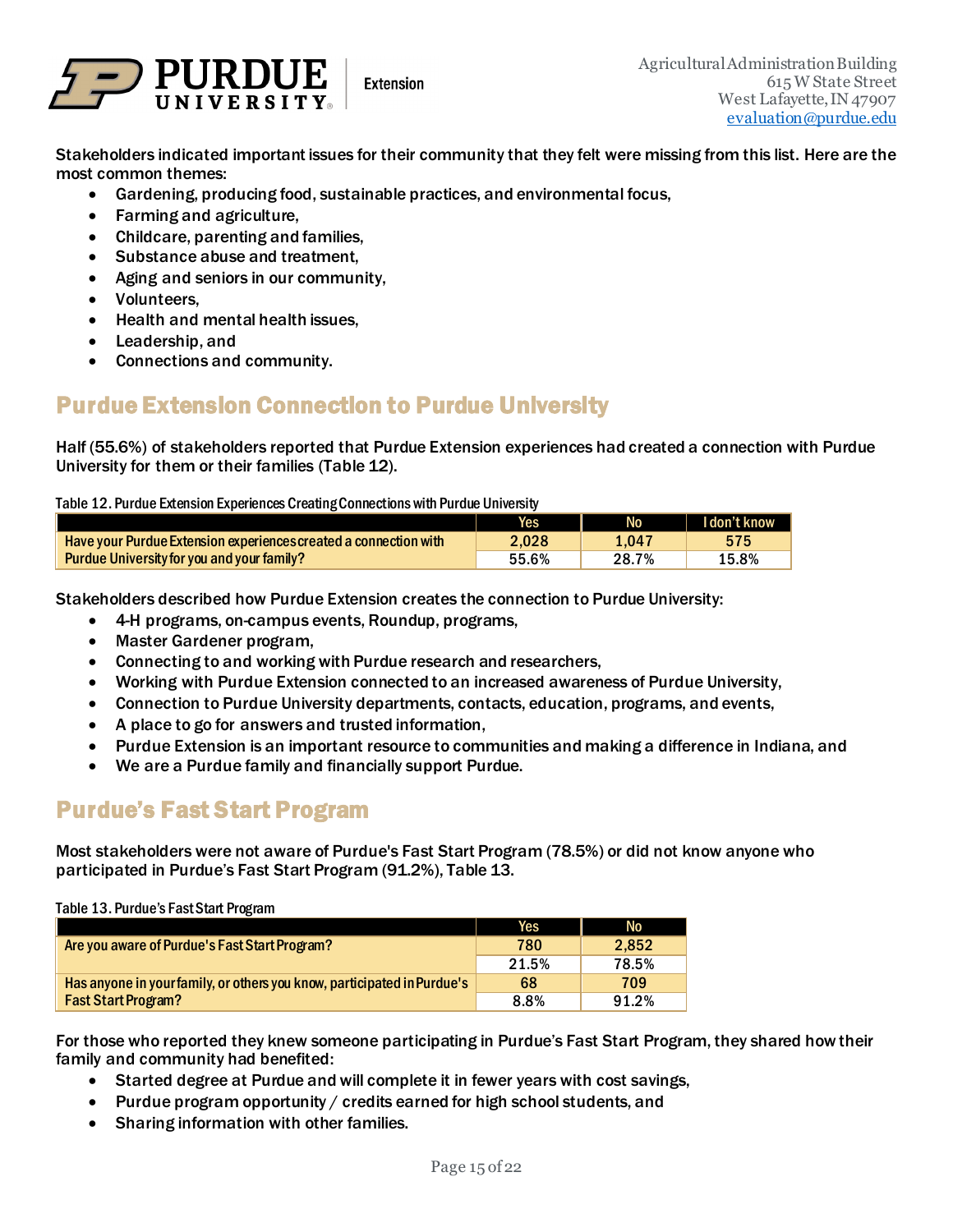Stakeholders indicated important issues for their community that they felt were missing from this list. Here are the most common themes:

- Gardening, producing food, sustainable practices, and environmental focus,
- Farming and agriculture,
- Childcare, parenting and families,
- Substance abuse and treatment,
- Aging and seniors in our community,
- Volunteers,
- Health and mental health issues,
- Leadership, and
- Connections and community.

## Purdue Extension Connection to Purdue University

Half (55.6%) of stakeholders reported that Purdue Extension experiences had created a connection with Purdue University for them or their families (Table 12).

Table 12. Purdue Extension Experiences Creating Connections with Purdue University

| | Yes | No | I don't know |
|---|---|---|---|
| Have your Purdue Extension experiences created a connection with Purdue University for you and your family? | 2,028 | 1,047 | 575 |
| | 55.6% | 28.7% | 15.8% |

Stakeholders described how Purdue Extension creates the connection to Purdue University:

- 4-H programs, on-campus events, Roundup, programs,
- Master Gardener program,
- Connecting to and working with Purdue research and researchers,
- Working with Purdue Extension connected to an increased awareness of Purdue University,
- Connection to Purdue University departments, contacts, education, programs, and events,
- A place to go for answers and trusted information,
- Purdue Extension is an important resource to communities and making a difference in Indiana, and
- We are a Purdue family and financially support Purdue.

## Purdue's Fast Start Program

Most stakeholders were not aware of Purdue's Fast Start Program (78.5%) or did not know anyone who participated in Purdue's Fast Start Program (91.2%), Table 13.

Table 13. Purdue's Fast Start Program

| | Yes | No |
|---|---|---|
| Are you aware of Purdue's Fast Start Program? | 780 | 2,852 |
| | 21.5% | 78.5% |
| Has anyone in your family, or others you know, participated in Purdue's Fast Start Program? | 68 | 709 |
| | 8.8% | 91.2% |

For those who reported they knew someone participating in Purdue's Fast Start Program, they shared how their family and community had benefited:

- Started degree at Purdue and will complete it in fewer years with cost savings,
- Purdue program opportunity / credits earned for high school students, and
- Sharing information with other families.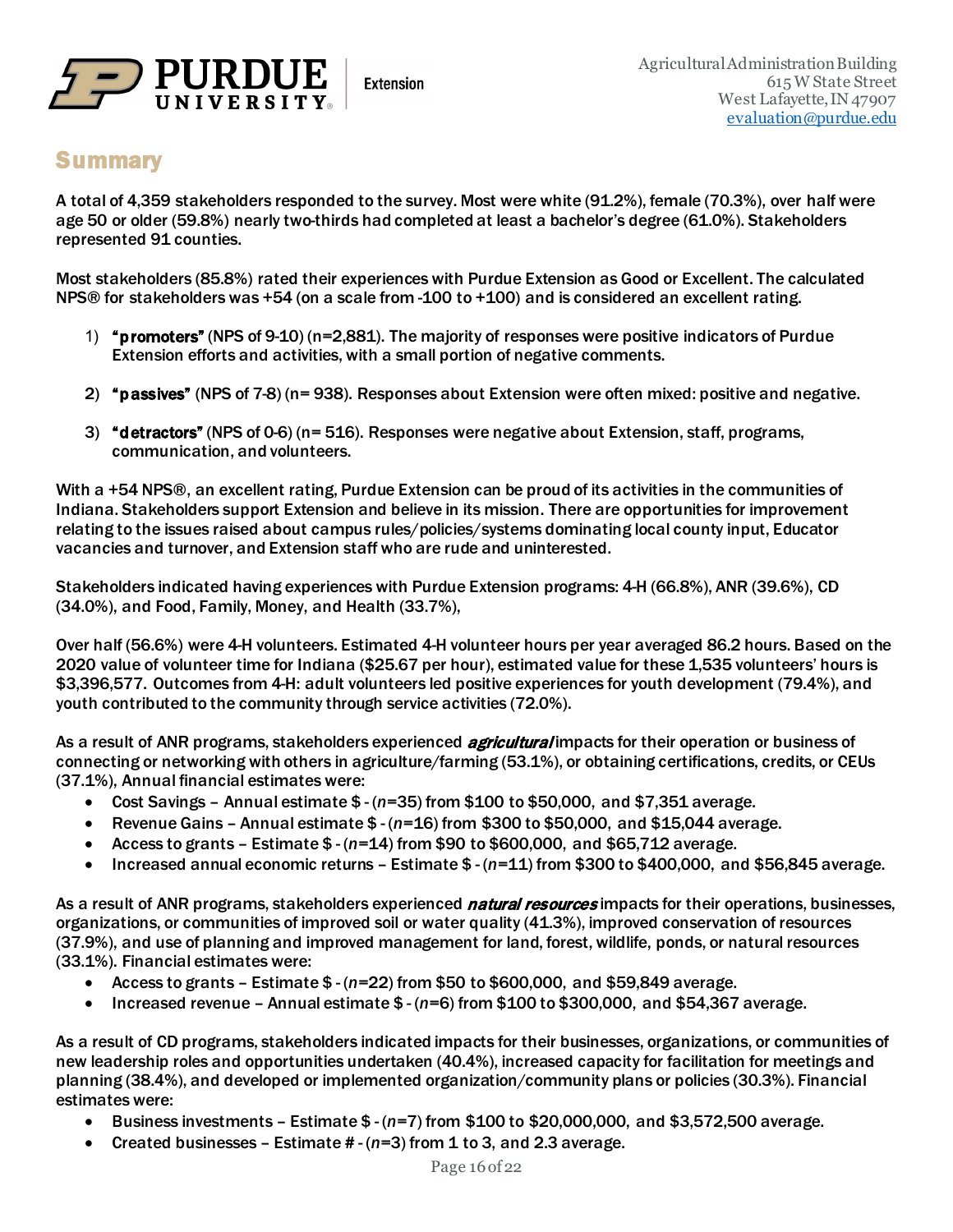## Summary

A total of 4,359 stakeholders responded to the survey. Most were white (91.2%), female (70.3%), over half were age 50 or older (59.8%) nearly two-thirds had completed at least a bachelor's degree (61.0%). Stakeholders represented 91 counties.

Most stakeholders (85.8%) rated their experiences with Purdue Extension as Good or Excellent. The calculated NPS® for stakeholders was +54 (on a scale from -100 to +100) and is considered an excellent rating.

1) **"promoters"** (NPS of 9-10) (n=2,881). The majority of responses were positive indicators of Purdue Extension efforts and activities, with a small portion of negative comments.

2) **"passives"** (NPS of 7-8) (n= 938). Responses about Extension were often mixed: positive and negative.

3) **"detractors"** (NPS of 0-6) (n= 516). Responses were negative about Extension, staff, programs, communication, and volunteers.

With a +54 NPS®, an excellent rating, Purdue Extension can be proud of its activities in the communities of Indiana. Stakeholders support Extension and believe in its mission. There are opportunities for improvement relating to the issues raised about campus rules/policies/systems dominating local county input, Educator vacancies and turnover, and Extension staff who are rude and uninterested.

Stakeholders indicated having experiences with Purdue Extension programs: 4-H (66.8%), ANR (39.6%), CD (34.0%), and Food, Family, Money, and Health (33.7%),

Over half (56.6%) were 4-H volunteers. Estimated 4-H volunteer hours per year averaged 86.2 hours. Based on the 2020 value of volunteer time for Indiana ($25.67 per hour), estimated value for these 1,535 volunteers' hours is $3,396,577. Outcomes from 4-H: adult volunteers led positive experiences for youth development (79.4%), and youth contributed to the community through service activities (72.0%).

As a result of ANR programs, stakeholders experienced ***agricultural*** impacts for their operation or business of connecting or networking with others in agriculture/farming (53.1%), or obtaining certifications, credits, or CEUs (37.1%), Annual financial estimates were:

- Cost Savings – Annual estimate $ - (*n*=35) from $100 to $50,000, and $7,351 average.
- Revenue Gains – Annual estimate $ - (*n*=16) from $300 to $50,000, and $15,044 average.
- Access to grants – Estimate $ - (*n*=14) from $90 to $600,000, and $65,712 average.
- Increased annual economic returns – Estimate $ - (*n*=11) from $300 to $400,000, and $56,845 average.

As a result of ANR programs, stakeholders experienced ***natural resources*** impacts for their operations, businesses, organizations, or communities of improved soil or water quality (41.3%), improved conservation of resources (37.9%), and use of planning and improved management for land, forest, wildlife, ponds, or natural resources (33.1%). Financial estimates were:

- Access to grants – Estimate $ - (*n*=22) from $50 to $600,000, and $59,849 average.
- Increased revenue – Annual estimate $ - (*n*=6) from $100 to $300,000, and $54,367 average.

As a result of CD programs, stakeholders indicated impacts for their businesses, organizations, or communities of new leadership roles and opportunities undertaken (40.4%), increased capacity for facilitation for meetings and planning (38.4%), and developed or implemented organization/community plans or policies (30.3%). Financial estimates were:

- Business investments – Estimate $ - (*n*=7) from $100 to $20,000,000, and $3,572,500 average.
- Created businesses – Estimate # - (*n*=3) from 1 to 3, and 2.3 average.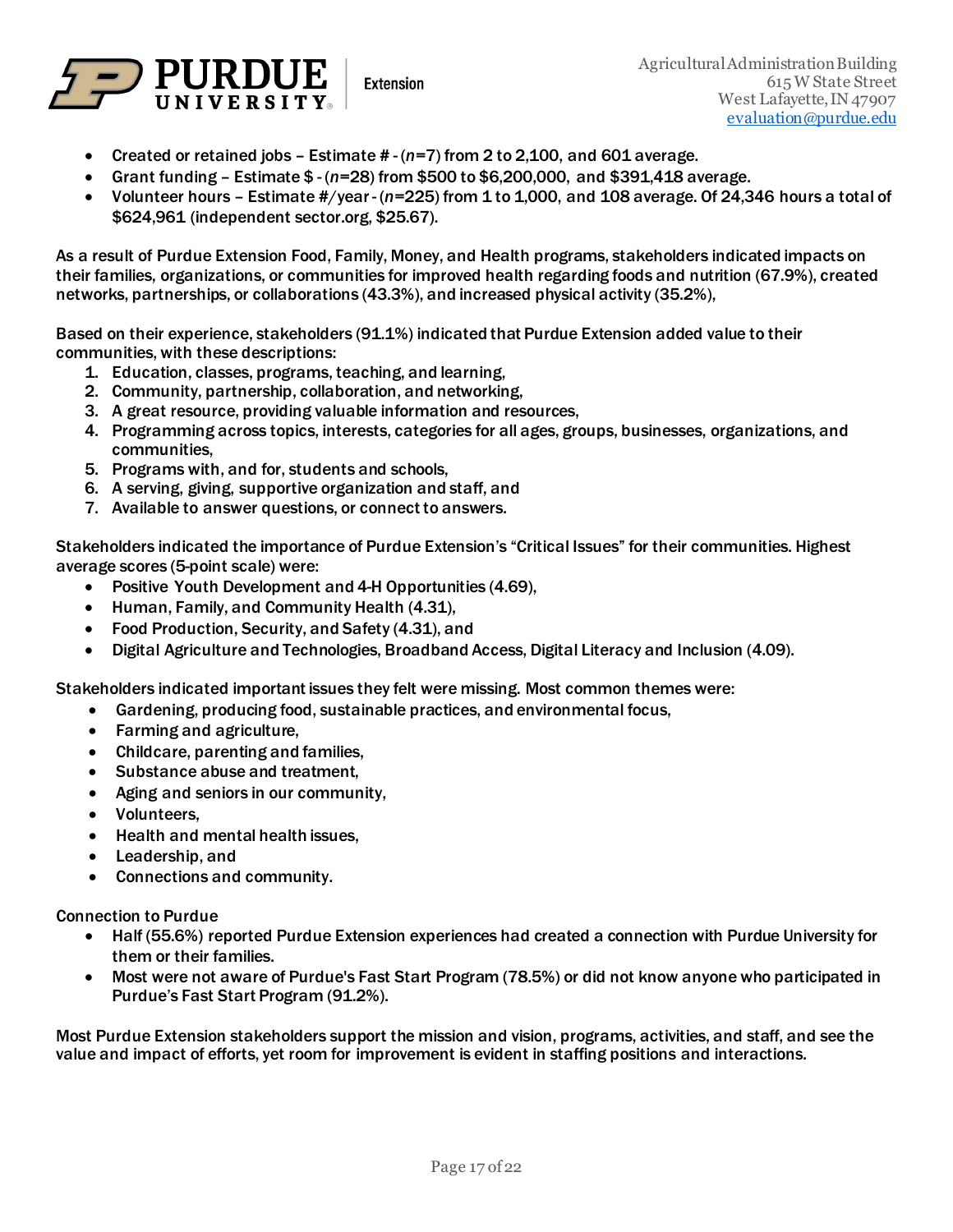- Created or retained jobs – Estimate # - ($n$=7) from 2 to 2,100, and 601 average.
- Grant funding – Estimate $ - ($n$=28) from $500 to $6,200,000, and $391,418 average.
- Volunteer hours – Estimate #/year - ($n$=225) from 1 to 1,000, and 108 average. Of 24,346 hours a total of $624,961 (independent sector.org, $25.67).

As a result of Purdue Extension Food, Family, Money, and Health programs, stakeholders indicated impacts on their families, organizations, or communities for improved health regarding foods and nutrition (67.9%), created networks, partnerships, or collaborations (43.3%), and increased physical activity (35.2%),

Based on their experience, stakeholders (91.1%) indicated that Purdue Extension added value to their communities, with these descriptions:

1. Education, classes, programs, teaching, and learning,
2. Community, partnership, collaboration, and networking,
3. A great resource, providing valuable information and resources,
4. Programming across topics, interests, categories for all ages, groups, businesses, organizations, and communities,
5. Programs with, and for, students and schools,
6. A serving, giving, supportive organization and staff, and
7. Available to answer questions, or connect to answers.

Stakeholders indicated the importance of Purdue Extension's "Critical Issues" for their communities. Highest average scores (5-point scale) were:

- Positive Youth Development and 4-H Opportunities (4.69),
- Human, Family, and Community Health (4.31),
- Food Production, Security, and Safety (4.31), and
- Digital Agriculture and Technologies, Broadband Access, Digital Literacy and Inclusion (4.09).

Stakeholders indicated important issues they felt were missing. Most common themes were:

- Gardening, producing food, sustainable practices, and environmental focus,
- Farming and agriculture,
- Childcare, parenting and families,
- Substance abuse and treatment,
- Aging and seniors in our community,
- Volunteers,
- Health and mental health issues,
- Leadership, and
- Connections and community.

Connection to Purdue

- Half (55.6%) reported Purdue Extension experiences had created a connection with Purdue University for them or their families.
- Most were not aware of Purdue's Fast Start Program (78.5%) or did not know anyone who participated in Purdue's Fast Start Program (91.2%).

Most Purdue Extension stakeholders support the mission and vision, programs, activities, and staff, and see the value and impact of efforts, yet room for improvement is evident in staffing positions and interactions.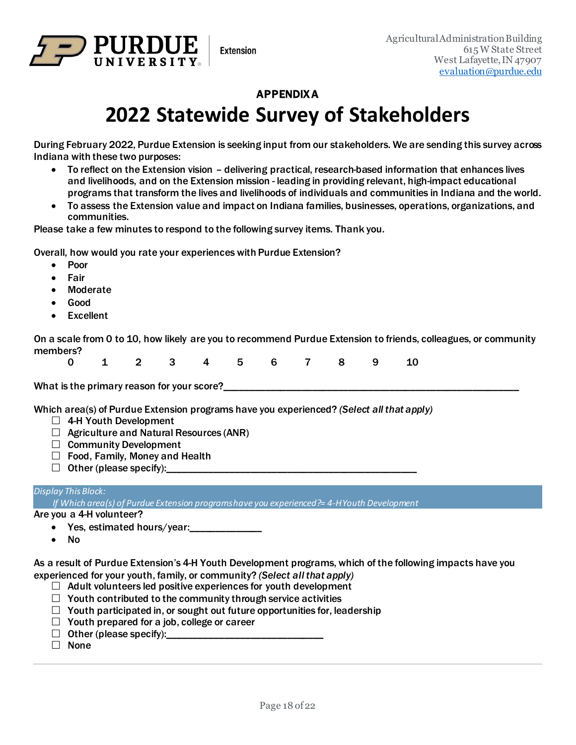Agricultural Administration Building
615 W State Street
West Lafayette, IN 47907
evaluation@purdue.edu

## APPENDIX A

# 2022 Statewide Survey of Stakeholders

During February 2022, Purdue Extension is seeking input from our stakeholders. We are sending this survey across Indiana with these two purposes:

- To reflect on the Extension vision – delivering practical, research-based information that enhances lives and livelihoods, and on the Extension mission - leading in providing relevant, high-impact educational programs that transform the lives and livelihoods of individuals and communities in Indiana and the world.
- To assess the Extension value and impact on Indiana families, businesses, operations, organizations, and communities.

Please take a few minutes to respond to the following survey items. Thank you.

Overall, how would you rate your experiences with Purdue Extension?

- Poor
- Fair
- Moderate
- Good
- Excellent

On a scale from 0 to 10, how likely are you to recommend Purdue Extension to friends, colleagues, or community members?

0 1 2 3 4 5 6 7 8 9 10

What is the primary reason for your score?____________________________________________________________

Which area(s) of Purdue Extension programs have you experienced? *(Select all that apply)*

- ☐ 4-H Youth Development
- ☐ Agriculture and Natural Resources (ANR)
- ☐ Community Development
- ☐ Food, Family, Money and Health
- ☐ Other (please specify):___________________________________________________

*Display This Block:*
*If Which area(s) of Purdue Extension programs have you experienced?= 4-H Youth Development*

Are you a 4-H volunteer?

- Yes, estimated hours/year:______________
- No

As a result of Purdue Extension's 4-H Youth Development programs, which of the following impacts have you experienced for your youth, family, or community? *(Select all that apply)*

- ☐ Adult volunteers led positive experiences for youth development
- ☐ Youth contributed to the community through service activities
- ☐ Youth participated in, or sought out future opportunities for, leadership
- ☐ Youth prepared for a job, college or career
- ☐ Other (please specify):________________________________
- ☐ None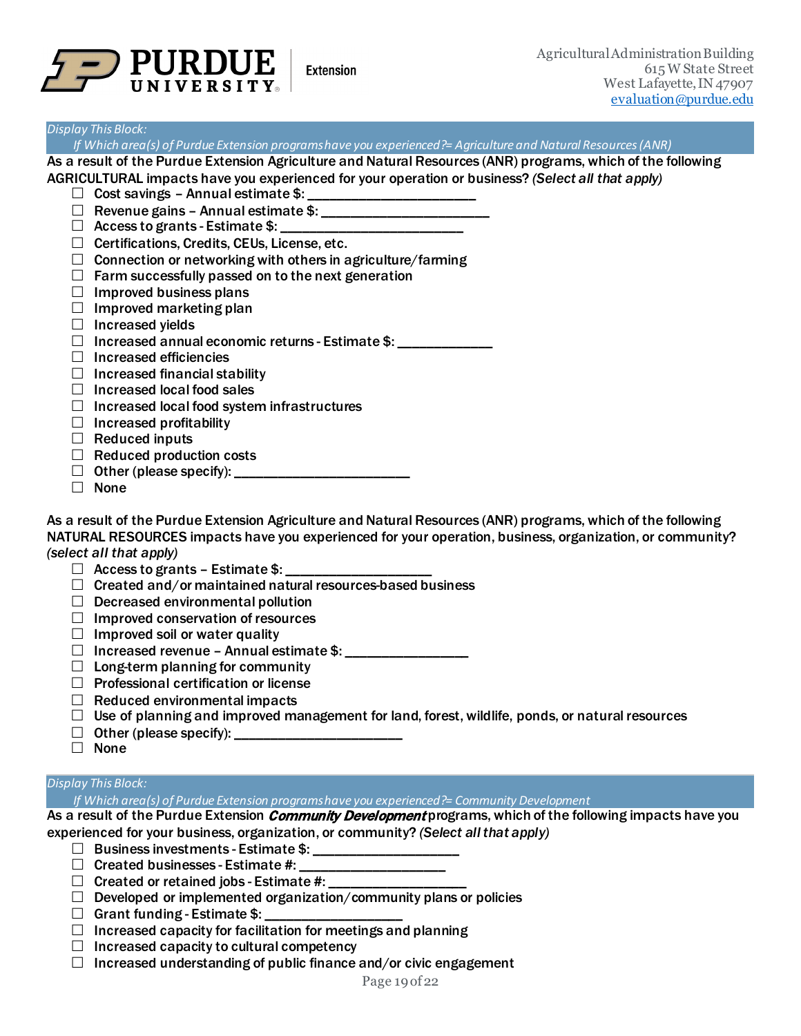*Display This Block:*
*If Which area(s) of Purdue Extension programs have you experienced?= Agriculture and Natural Resources (ANR)*

**As a result of the Purdue Extension Agriculture and Natural Resources (ANR) programs, which of the following AGRICULTURAL impacts have you experienced for your operation or business?** ***(Select all that apply)***

- ☐ Cost savings – Annual estimate $: ______________________
- ☐ Revenue gains – Annual estimate $: ______________________
- ☐ Access to grants - Estimate $: ________________________
- ☐ Certifications, Credits, CEUs, License, etc.
- ☐ Connection or networking with others in agriculture/farming
- ☐ Farm successfully passed on to the next generation
- ☐ Improved business plans
- ☐ Improved marketing plan
- ☐ Increased yields
- ☐ Increased annual economic returns - Estimate $: ____________
- ☐ Increased efficiencies
- ☐ Increased financial stability
- ☐ Increased local food sales
- ☐ Increased local food system infrastructures
- ☐ Increased profitability
- ☐ Reduced inputs
- ☐ Reduced production costs
- ☐ Other (please specify): _______________________
- ☐ None

**As a result of the Purdue Extension Agriculture and Natural Resources (ANR) programs, which of the following NATURAL RESOURCES impacts have you experienced for your operation, business, organization, or community?** ***(select all that apply)***

- ☐ Access to grants – Estimate $: ___________________
- ☐ Created and/or maintained natural resources-based business
- ☐ Decreased environmental pollution
- ☐ Improved conservation of resources
- ☐ Improved soil or water quality
- ☐ Increased revenue – Annual estimate $: ________________
- ☐ Long-term planning for community
- ☐ Professional certification or license
- ☐ Reduced environmental impacts
- ☐ Use of planning and improved management for land, forest, wildlife, ponds, or natural resources
- ☐ Other (please specify): ______________________
- ☐ None

*Display This Block:*
*If Which area(s) of Purdue Extension programs have you experienced?= Community Development*

**As a result of the Purdue Extension** ***Community Development*** **programs, which of the following impacts have you experienced for your business, organization, or community?** ***(Select all that apply)***

- ☐ Business investments - Estimate $: ___________________
- ☐ Created businesses - Estimate #: ___________________
- ☐ Created or retained jobs - Estimate #: __________________
- ☐ Developed or implemented organization/community plans or policies
- ☐ Grant funding - Estimate $: __________________
- ☐ Increased capacity for facilitation for meetings and planning
- ☐ Increased capacity to cultural competency
- ☐ Increased understanding of public finance and/or civic engagement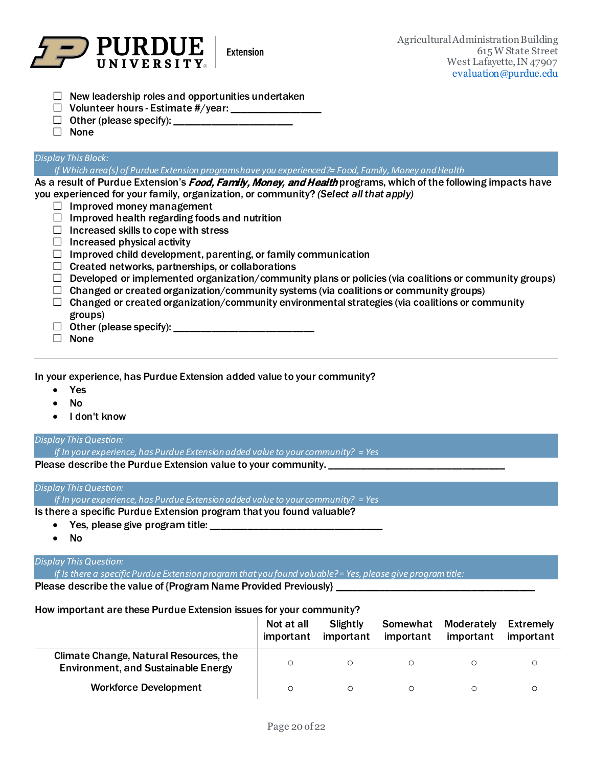- ☐ New leadership roles and opportunities undertaken
- ☐ Volunteer hours - Estimate #/year: ________________
- ☐ Other (please specify): ______________________
- ☐ None

*Display This Block:*
*If Which area(s) of Purdue Extension programs have you experienced?= Food, Family, Money and Health*

As a result of Purdue Extension's ***Food, Family, Money, and Health*** programs, which of the following impacts have you experienced for your family, organization, or community? *(Select all that apply)*

- ☐ Improved money management
- ☐ Improved health regarding foods and nutrition
- ☐ Increased skills to cope with stress
- ☐ Increased physical activity
- ☐ Improved child development, parenting, or family communication
- ☐ Created networks, partnerships, or collaborations
- ☐ Developed or implemented organization/community plans or policies (via coalitions or community groups)
- ☐ Changed or created organization/community systems (via coalitions or community groups)
- ☐ Changed or created organization/community environmental strategies (via coalitions or community groups)
- ☐ Other (please specify): __________________________
- ☐ None

---

In your experience, has Purdue Extension added value to your community?

- Yes
- No
- I don't know

*Display This Question:*
*If In your experience, has Purdue Extension added value to your community? = Yes*

Please describe the Purdue Extension value to your community. _________________________________

*Display This Question:*
*If In your experience, has Purdue Extension added value to your community? = Yes*

Is there a specific Purdue Extension program that you found valuable?

- Yes, please give program title: ________________________________
- No

*Display This Question:*
*If Is there a specific Purdue Extension program that you found valuable?= Yes, please give program title:*

Please describe the value of {Program Name Provided Previously} ____________________________________

How important are these Purdue Extension issues for your community?

| | Not at all important | Slightly important | Somewhat important | Moderately important | Extremely important |
|---|---|---|---|---|---|
| Climate Change, Natural Resources, the Environment, and Sustainable Energy | ○ | ○ | ○ | ○ | ○ |
| Workforce Development | ○ | ○ | ○ | ○ | ○ |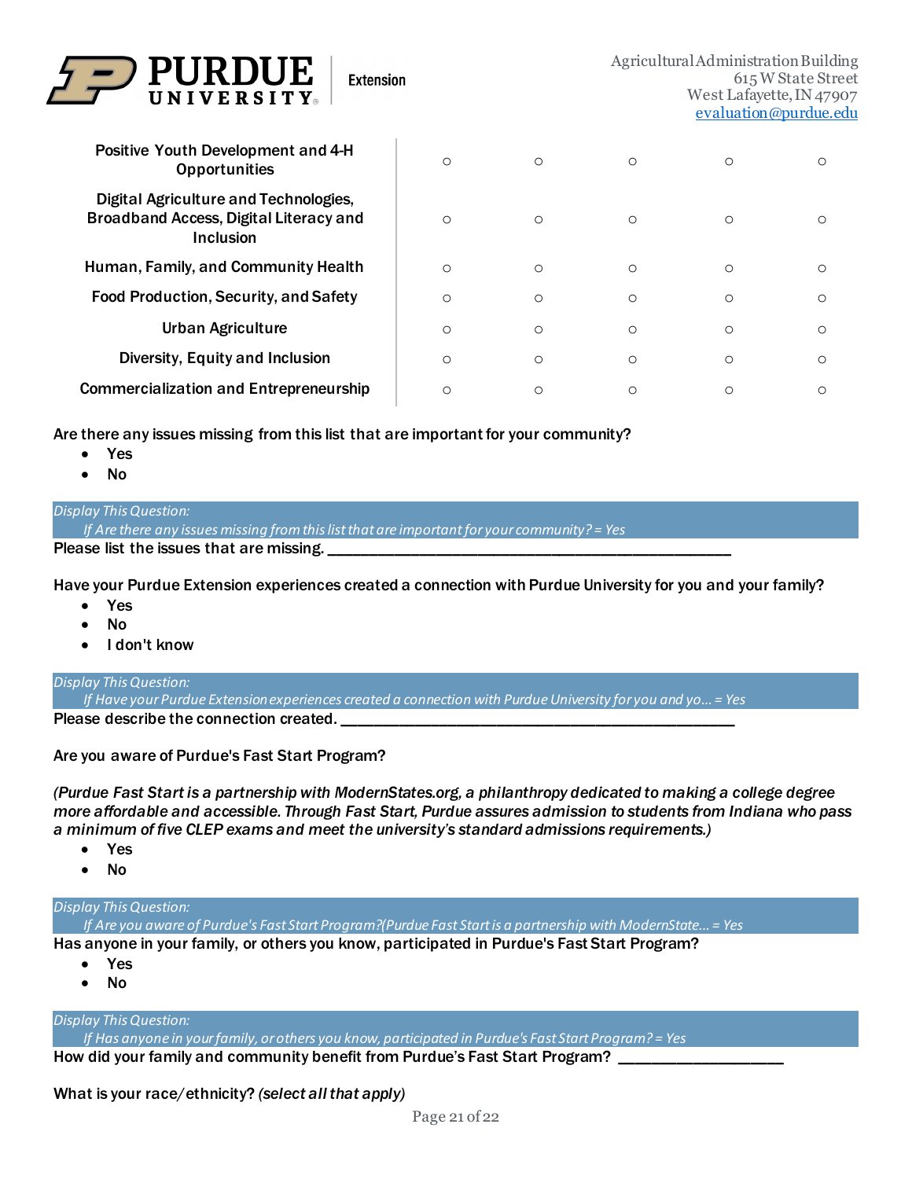| | | | | | |
|---|---|---|---|---|---|
| Positive Youth Development and 4-H Opportunities | ○ | ○ | ○ | ○ | ○ |
| Digital Agriculture and Technologies, Broadband Access, Digital Literacy and Inclusion | ○ | ○ | ○ | ○ | ○ |
| Human, Family, and Community Health | ○ | ○ | ○ | ○ | ○ |
| Food Production, Security, and Safety | ○ | ○ | ○ | ○ | ○ |
| Urban Agriculture | ○ | ○ | ○ | ○ | ○ |
| Diversity, Equity and Inclusion | ○ | ○ | ○ | ○ | ○ |
| Commercialization and Entrepreneurship | ○ | ○ | ○ | ○ | ○ |

Are there any issues missing from this list that are important for your community?

- Yes
- No

*Display This Question:*
*If Are there any issues missing from this list that are important for your community? = Yes*

Please list the issues that are missing. ________________________________________________

Have your Purdue Extension experiences created a connection with Purdue University for you and your family?

- Yes
- No
- I don't know

*Display This Question:*
*If Have your Purdue Extension experiences created a connection with Purdue University for you and yo... = Yes*

Please describe the connection created. ________________________________________________

Are you aware of Purdue's Fast Start Program?

*(Purdue Fast Start is a partnership with ModernStates.org, a philanthropy dedicated to making a college degree more affordable and accessible. Through Fast Start, Purdue assures admission to students from Indiana who pass a minimum of five CLEP exams and meet the university's standard admissions requirements.)*

- Yes
- No

*Display This Question:*
*If Are you aware of Purdue's Fast Start Program?(Purdue Fast Start is a partnership with ModernState... = Yes*

Has anyone in your family, or others you know, participated in Purdue's Fast Start Program?

- Yes
- No

*Display This Question:*
*If Has anyone in your family, or others you know, participated in Purdue's Fast Start Program? = Yes*

How did your family and community benefit from Purdue's Fast Start Program? ____________________

What is your race/ethnicity? *(select all that apply)*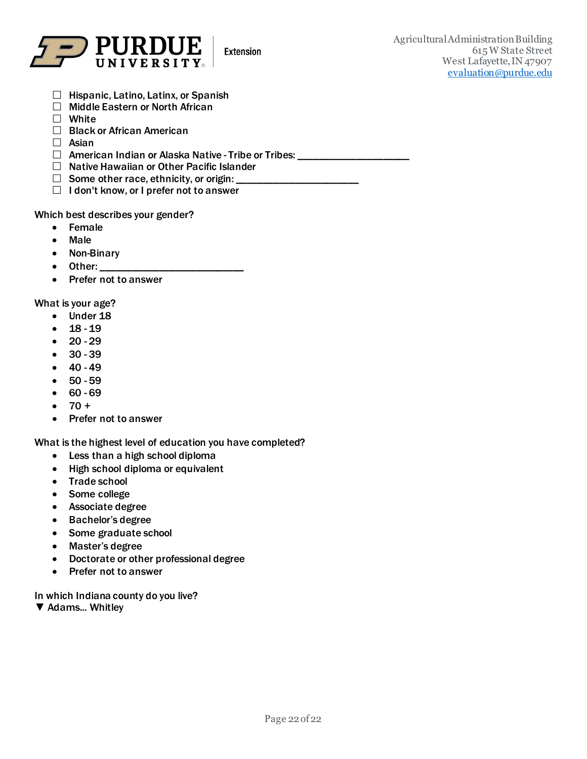- ☐ Hispanic, Latino, Latinx, or Spanish
- ☐ Middle Eastern or North African
- ☐ White
- ☐ Black or African American
- ☐ Asian
- ☐ American Indian or Alaska Native - Tribe or Tribes: ____________________
- ☐ Native Hawaiian or Other Pacific Islander
- ☐ Some other race, ethnicity, or origin: ______________________
- ☐ I don't know, or I prefer not to answer

Which best describes your gender?

- Female
- Male
- Non-Binary
- Other: __________________________
- Prefer not to answer

What is your age?

- Under 18
- 18 - 19
- 20 - 29
- 30 - 39
- 40 - 49
- 50 - 59
- 60 - 69
- 70 +
- Prefer not to answer

What is the highest level of education you have completed?

- Less than a high school diploma
- High school diploma or equivalent
- Trade school
- Some college
- Associate degree
- Bachelor's degree
- Some graduate school
- Master's degree
- Doctorate or other professional degree
- Prefer not to answer

In which Indiana county do you live?

▼ Adams... Whitley